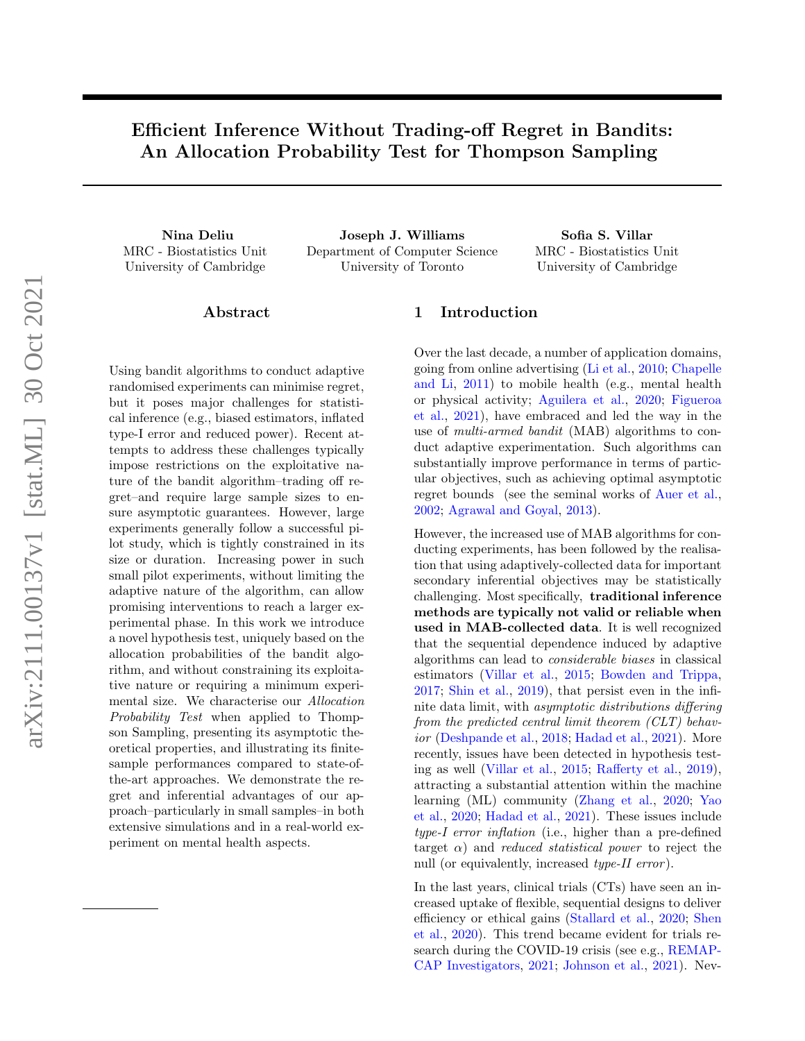# Efficient Inference Without Trading-off Regret in Bandits: An Allocation Probability Test for Thompson Sampling

**Nina Deliu**
MRC - Biostatistics Unit
University of Cambridge

**Joseph J. Williams**
Department of Computer Science
University of Toronto

**Sofia S. Villar**
MRC - Biostatistics Unit
University of Cambridge

## Abstract

Using bandit algorithms to conduct adaptive randomised experiments can minimise regret, but it poses major challenges for statistical inference (e.g., biased estimators, inflated type-I error and reduced power). Recent attempts to address these challenges typically impose restrictions on the exploitative nature of the bandit algorithm–trading off regret–and require large sample sizes to ensure asymptotic guarantees. However, large experiments generally follow a successful pilot study, which is tightly constrained in its size or duration. Increasing power in such small pilot experiments, without limiting the adaptive nature of the algorithm, can allow promising interventions to reach a larger experimental phase. In this work we introduce a novel hypothesis test, uniquely based on the allocation probabilities of the bandit algorithm, and without constraining its exploitative nature or requiring a minimum experimental size. We characterise our *Allocation Probability Test* when applied to Thompson Sampling, presenting its asymptotic theoretical properties, and illustrating its finite-sample performances compared to state-of-the-art approaches. We demonstrate the regret and inferential advantages of our approach–particularly in small samples–in both extensive simulations and in a real-world experiment on mental health aspects.

## 1 Introduction

Over the last decade, a number of application domains, going from online advertising (Li et al., 2010; Chapelle and Li, 2011) to mobile health (e.g., mental health or physical activity; Aguilera et al., 2020; Figueroa et al., 2021), have embraced and led the way in the use of *multi-armed bandit* (MAB) algorithms to conduct adaptive experimentation. Such algorithms can substantially improve performance in terms of particular objectives, such as achieving optimal asymptotic regret bounds (see the seminal works of Auer et al., 2002; Agrawal and Goyal, 2013).

However, the increased use of MAB algorithms for conducting experiments, has been followed by the realisation that using adaptively-collected data for important secondary inferential objectives may be statistically challenging. Most specifically, **traditional inference methods are typically not valid or reliable when used in MAB-collected data**. It is well recognized that the sequential dependence induced by adaptive algorithms can lead to *considerable biases* in classical estimators (Villar et al., 2015; Bowden and Trippa, 2017; Shin et al., 2019), that persist even in the infinite data limit, with *asymptotic distributions differing from the predicted central limit theorem (CLT) behavior* (Deshpande et al., 2018; Hadad et al., 2021). More recently, issues have been detected in hypothesis testing as well (Villar et al., 2015; Rafferty et al., 2019), attracting a substantial attention within the machine learning (ML) community (Zhang et al., 2020; Yao et al., 2020; Hadad et al., 2021). These issues include *type-I error inflation* (i.e., higher than a pre-defined target $\alpha$) and *reduced statistical power* to reject the null (or equivalently, increased *type-II error*).

In the last years, clinical trials (CTs) have seen an increased uptake of flexible, sequential designs to deliver efficiency or ethical gains (Stallard et al., 2020; Shen et al., 2020). This trend became evident for trials research during the COVID-19 crisis (see e.g., REMAP-CAP Investigators, 2021; Johnson et al., 2021). Nev-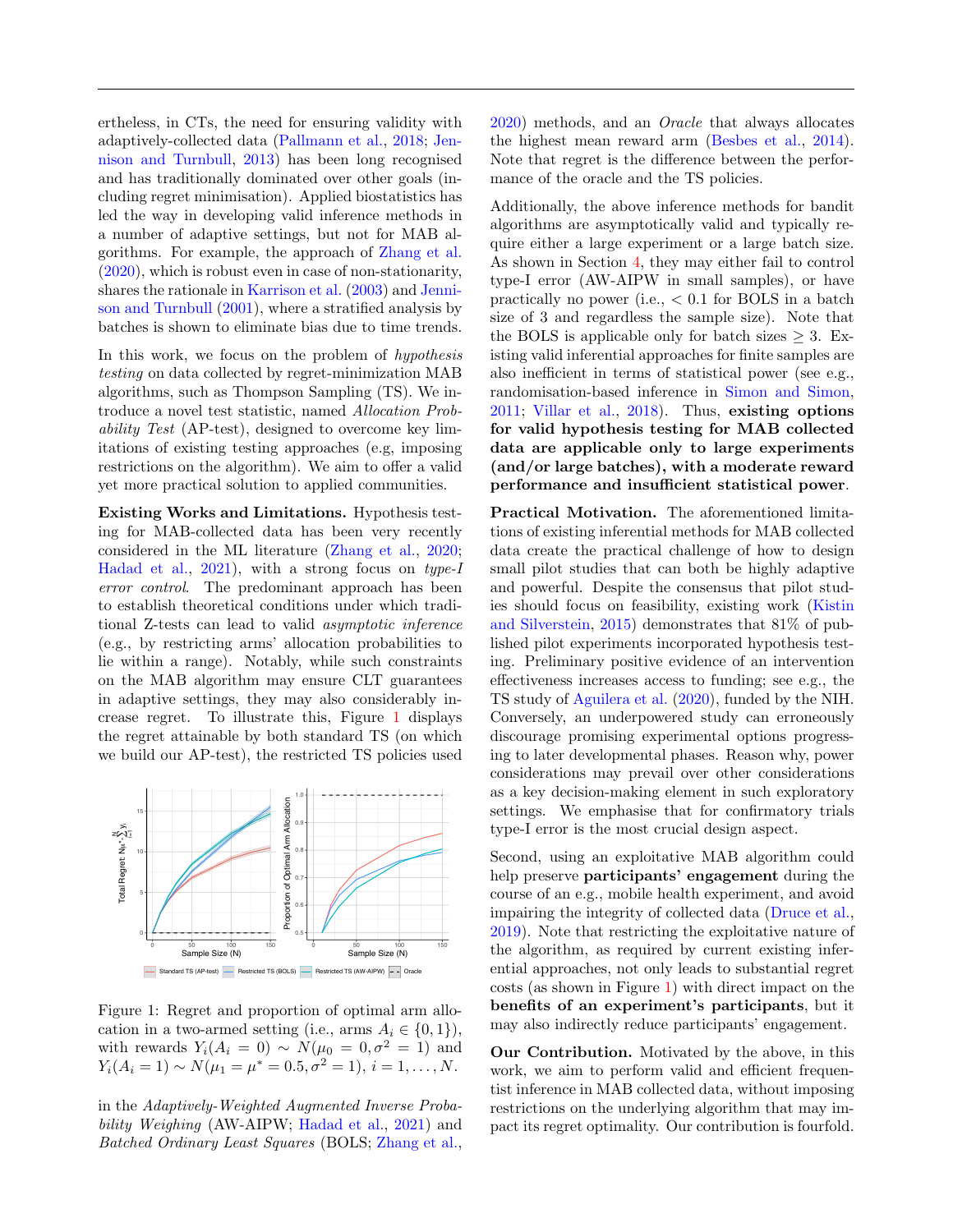ertheless, in CTs, the need for ensuring validity with adaptively-collected data (Pallmann et al., 2018; Jennison and Turnbull, 2013) has been long recognised and has traditionally dominated over other goals (including regret minimisation). Applied biostatistics has led the way in developing valid inference methods in a number of adaptive settings, but not for MAB algorithms. For example, the approach of Zhang et al. (2020), which is robust even in case of non-stationarity, shares the rationale in Karrison et al. (2003) and Jennison and Turnbull (2001), where a stratified analysis by batches is shown to eliminate bias due to time trends.

In this work, we focus on the problem of *hypothesis testing* on data collected by regret-minimization MAB algorithms, such as Thompson Sampling (TS). We introduce a novel test statistic, named *Allocation Probability Test* (AP-test), designed to overcome key limitations of existing testing approaches (e.g, imposing restrictions on the algorithm). We aim to offer a valid yet more practical solution to applied communities.

**Existing Works and Limitations.** Hypothesis testing for MAB-collected data has been very recently considered in the ML literature (Zhang et al., 2020; Hadad et al., 2021), with a strong focus on *type-I error control*. The predominant approach has been to establish theoretical conditions under which traditional Z-tests can lead to valid *asymptotic inference* (e.g., by restricting arms' allocation probabilities to lie within a range). Notably, while such constraints on the MAB algorithm may ensure CLT guarantees in adaptive settings, they may also considerably increase regret. To illustrate this, Figure 1 displays the regret attainable by both standard TS (on which we build our AP-test), the restricted TS policies used in the *Adaptively-Weighted Augmented Inverse Probability Weighing* (AW-AIPW; Hadad et al., 2021) and *Batched Ordinary Least Squares* (BOLS; Zhang et al., 2020) methods, and an *Oracle* that always allocates the highest mean reward arm (Besbes et al., 2014). Note that regret is the difference between the performance of the oracle and the TS policies.

Figure 1: Regret and proportion of optimal arm allocation in a two-armed setting (i.e., arms $A_i \in \{0, 1\}$), with rewards $Y_i(A_i = 0) \sim N(\mu_0 = 0, \sigma^2 = 1)$ and $Y_i(A_i = 1) \sim N(\mu_1 = \mu^* = 0.5, \sigma^2 = 1)$, $i = 1, \ldots, N$.

Additionally, the above inference methods for bandit algorithms are asymptotically valid and typically require either a large experiment or a large batch size. As shown in Section 4, they may either fail to control type-I error (AW-AIPW in small samples), or have practically no power (i.e., $< 0.1$ for BOLS in a batch size of 3 and regardless the sample size). Note that the BOLS is applicable only for batch sizes $\geq 3$. Existing valid inferential approaches for finite samples are also inefficient in terms of statistical power (see e.g., randomisation-based inference in Simon and Simon, 2011; Villar et al., 2018). Thus, **existing options for valid hypothesis testing for MAB collected data are applicable only to large experiments (and/or large batches), with a moderate reward performance and insufficient statistical power**.

**Practical Motivation.** The aforementioned limitations of existing inferential methods for MAB collected data create the practical challenge of how to design small pilot studies that can both be highly adaptive and powerful. Despite the consensus that pilot studies should focus on feasibility, existing work (Kistin and Silverstein, 2015) demonstrates that 81% of published pilot experiments incorporated hypothesis testing. Preliminary positive evidence of an intervention effectiveness increases access to funding; see e.g., the TS study of Aguilera et al. (2020), funded by the NIH. Conversely, an underpowered study can erroneously discourage promising experimental options progressing to later developmental phases. Reason why, power considerations may prevail over other considerations as a key decision-making element in such exploratory settings. We emphasise that for confirmatory trials type-I error is the most crucial design aspect.

Second, using an exploitative MAB algorithm could help preserve **participants' engagement** during the course of an e.g., mobile health experiment, and avoid impairing the integrity of collected data (Druce et al., 2019). Note that restricting the exploitative nature of the algorithm, as required by current existing inferential approaches, not only leads to substantial regret costs (as shown in Figure 1) with direct impact on the **benefits of an experiment's participants**, but it may also indirectly reduce participants' engagement.

**Our Contribution.** Motivated by the above, in this work, we aim to perform valid and efficient frequentist inference in MAB collected data, without imposing restrictions on the underlying algorithm that may impact its regret optimality. Our contribution is fourfold.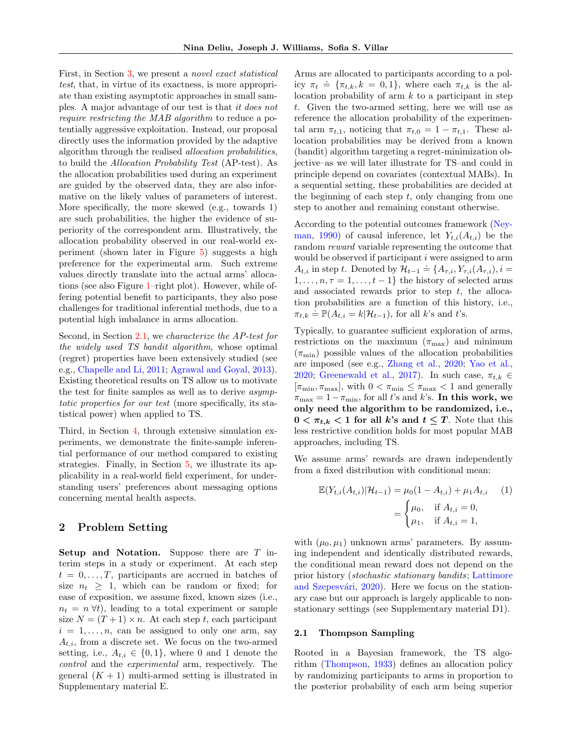First, in Section 3, we present a *novel exact statistical test*, that, in virtue of its exactness, is more appropriate than existing asymptotic approaches in small samples. A major advantage of our test is that *it does not require restricting the MAB algorithm* to reduce a potentially aggressive exploitation. Instead, our proposal directly uses the information provided by the adaptive algorithm through the realised *allocation probabilities*, to build the *Allocation Probability Test* (AP-test). As the allocation probabilities used during an experiment are guided by the observed data, they are also informative on the likely values of parameters of interest. More specifically, the more skewed (e.g., towards 1) are such probabilities, the higher the evidence of superiority of the correspondent arm. Illustratively, the allocation probability observed in our real-world experiment (shown later in Figure 5) suggests a high preference for the experimental arm. Such extreme values directly translate into the actual arms' allocations (see also Figure 1–right plot). However, while offering potential benefit to participants, they also pose challenges for traditional inferential methods, due to a potential high imbalance in arms allocation.

Second, in Section 2.1, we *characterize the AP-test for the widely used TS bandit algorithm*, whose optimal (regret) properties have been extensively studied (see e.g., Chapelle and Li, 2011; Agrawal and Goyal, 2013). Existing theoretical results on TS allow us to motivate the test for finite samples as well as to derive *asymptotic properties for our test* (more specifically, its statistical power) when applied to TS.

Third, in Section 4, through extensive simulation experiments, we demonstrate the finite-sample inferential performance of our method compared to existing strategies. Finally, in Section 5, we illustrate its applicability in a real-world field experiment, for understanding users' preferences about messaging options concerning mental health aspects.

## 2 Problem Setting

**Setup and Notation.** Suppose there are $T$ interim steps in a study or experiment. At each step $t = 0, \ldots, T$, participants are accrued in batches of size $n_t \geq 1$, which can be random or fixed; for ease of exposition, we assume fixed, known sizes (i.e., $n_t = n \, \forall t$), leading to a total experiment or sample size $N = (T+1) \times n$. At each step $t$, each participant $i = 1, \ldots, n$, can be assigned to only one arm, say $A_{t,i}$, from a discrete set. We focus on the two-armed setting, i.e., $A_{t,i} \in \{0, 1\}$, where 0 and 1 denote the *control* and the *experimental* arm, respectively. The general $(K+1)$ multi-armed setting is illustrated in Supplementary material E.

Arms are allocated to participants according to a policy $\pi_t \doteq \{\pi_{t,k}, k = 0, 1\}$, where each $\pi_{t,k}$ is the allocation probability of arm $k$ to a participant in step $t$. Given the two-armed setting, here we will use as reference the allocation probability of the experimental arm $\pi_{t,1}$, noticing that $\pi_{t,0} = 1 - \pi_{t,1}$. These allocation probabilities may be derived from a known (bandit) algorithm targeting a regret-minimization objective–as we will later illustrate for TS–and could in principle depend on covariates (contextual MABs). In a sequential setting, these probabilities are decided at the beginning of each step $t$, only changing from one step to another and remaining constant otherwise.

According to the potential outcomes framework (Neyman, 1990) of causal inference, let $Y_{t,i}(A_{t,i})$ be the random *reward* variable representing the outcome that would be observed if participant $i$ were assigned to arm $A_{t,i}$ in step $t$. Denoted by $\mathcal{H}_{t-1} \doteq \{A_{\tau,i}, Y_{\tau,i}(A_{\tau,i}), i = 1, \ldots, n, \tau = 1, \ldots, t-1\}$ the history of selected arms and associated rewards prior to step $t$, the allocation probabilities are a function of this history, i.e., $\pi_{t,k} \doteq \mathbb{P}(A_{t,i} = k | \mathcal{H}_{t-1})$, for all $k$'s and $t$'s.

Typically, to guarantee sufficient exploration of arms, restrictions on the maximum ($\pi_{\max}$) and minimum ($\pi_{\min}$) possible values of the allocation probabilities are imposed (see e.g., Zhang et al., 2020; Yao et al., 2020; Greenewald et al., 2017). In such case, $\pi_{t,k} \in [\pi_{\min}, \pi_{\max}]$, with $0 < \pi_{\min} \leq \pi_{\max} < 1$ and generally $\pi_{\max} = 1 - \pi_{\min}$, for all $t$'s and $k$'s. **In this work, we only need the algorithm to be randomized, i.e., $0 < \pi_{t,k} < 1$ for all $k$'s and $t \leq T$.** Note that this less restrictive condition holds for most popular MAB approaches, including TS.

We assume arms' rewards are drawn independently from a fixed distribution with conditional mean:

$$
\mathbb{E}(Y_{t,i}(A_{t,i}) | \mathcal{H}_{t-1}) = \mu_0(1 - A_{t,i}) + \mu_1 A_{t,i} \tag{1}
$$

$$
= \begin{cases} \mu_0, & \text{if } A_{t,i} = 0, \\ \mu_1, & \text{if } A_{t,i} = 1, \end{cases}
$$

with $(\mu_0, \mu_1)$ unknown arms' parameters. By assuming independent and identically distributed rewards, the conditional mean reward does not depend on the prior history (*stochastic stationary bandits*; Lattimore and Szepesvári, 2020). Here we focus on the stationary case but our approach is largely applicable to non-stationary settings (see Supplementary material D1).

### 2.1 Thompson Sampling

Rooted in a Bayesian framework, the TS algorithm (Thompson, 1933) defines an allocation policy by randomizing participants to arms in proportion to the posterior probability of each arm being superior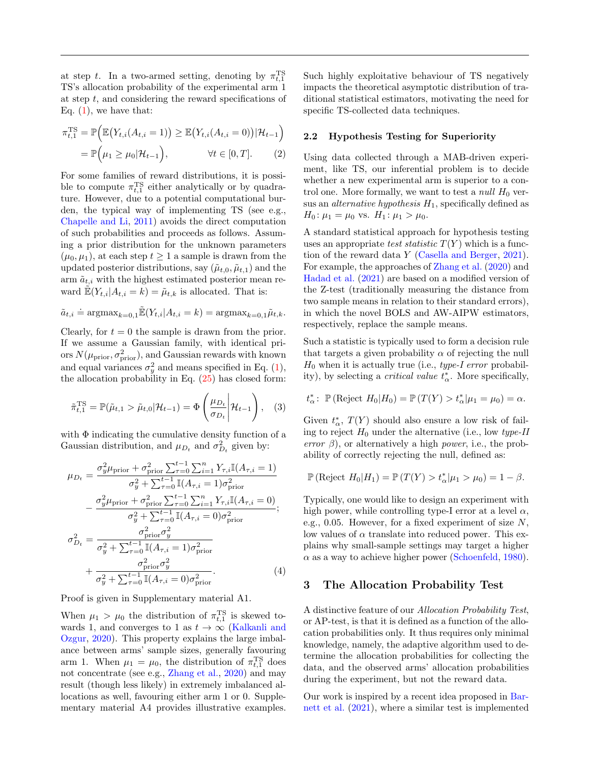at step $t$. In a two-armed setting, denoting by $\pi_{t,1}^{\text{TS}}$ TS's allocation probability of the experimental arm 1 at step $t$, and considering the reward specifications of Eq. (1), we have that:

$$
\begin{aligned}
\pi_{t,1}^{\text{TS}} &= \mathbb{P}\Big(\mathbb{E}\big(Y_{t,i}(A_{t,i}=1)\big) \geq \mathbb{E}\big(Y_{t,i}(A_{t,i}=0)\big)|\mathcal{H}_{t-1}\Big) \\
&= \mathbb{P}\Big(\mu_1 \geq \mu_0 | \mathcal{H}_{t-1}\Big), \qquad \forall t \in [0, T]. \qquad (2)
\end{aligned}
$$

For some families of reward distributions, it is possible to compute $\pi_{t,1}^{\text{TS}}$ either analytically or by quadrature. However, due to a potential computational burden, the typical way of implementing TS (see e.g., Chapelle and Li, 2011) avoids the direct computation of such probabilities and proceeds as follows. Assuming a prior distribution for the unknown parameters $(\mu_0, \mu_1)$, at each step $t \geq 1$ a sample is drawn from the updated posterior distributions, say $(\tilde{\mu}_{t,0}, \tilde{\mu}_{t,1})$ and the arm $\tilde{a}_{t,i}$ with the highest estimated posterior mean reward $\tilde{\mathbb{E}}(Y_{t,i}|A_{t,i}=k) = \tilde{\mu}_{t,k}$ is allocated. That is:

$$
\tilde{a}_{t,i} \doteq \text{argmax}_{k=0,1}\tilde{\mathbb{E}}(Y_{t,i}|A_{t,i}=k) = \text{argmax}_{k=0,1}\tilde{\mu}_{t,k}.
$$

Clearly, for $t=0$ the sample is drawn from the prior. If we assume a Gaussian family, with identical priors $N(\mu_{\text{prior}}, \sigma^2_{\text{prior}})$, and Gaussian rewards with known and equal variances $\sigma^2_y$ and means specified in Eq. (1), the allocation probability in Eq. (25) has closed form:

$$
\tilde{\pi}_{t,1}^{\text{TS}} = \mathbb{P}(\tilde{\mu}_{t,1} > \tilde{\mu}_{t,0}|\mathcal{H}_{t-1}) = \Phi\left(\frac{\mu_{D_t}}{\sigma_{D_t}}\middle|\mathcal{H}_{t-1}\right), \quad (3)
$$

with $\Phi$ indicating the cumulative density function of a Gaussian distribution, and $\mu_{D_t}$ and $\sigma^2_{D_t}$ given by:

$$
\begin{aligned}
\mu_{D_t} &= \frac{\sigma_y^2\mu_{\text{prior}} + \sigma^2_{\text{prior}}\sum_{\tau=0}^{t-1}\sum_{i=1}^{n} Y_{\tau,i}\mathbb{I}(A_{\tau,i}=1)}{\sigma_y^2 + \sum_{\tau=0}^{t-1}\mathbb{I}(A_{\tau,i}=1)\sigma^2_{\text{prior}}} \\
&\quad - \frac{\sigma_y^2\mu_{\text{prior}} + \sigma^2_{\text{prior}}\sum_{\tau=0}^{t-1}\sum_{i=1}^{n} Y_{\tau,i}\mathbb{I}(A_{\tau,i}=0)}{\sigma_y^2 + \sum_{\tau=0}^{t-1}\mathbb{I}(A_{\tau,i}=0)\sigma^2_{\text{prior}}}; \\
\sigma^2_{D_t} &= \frac{\sigma^2_{\text{prior}}\sigma_y^2}{\sigma_y^2 + \sum_{\tau=0}^{t-1}\mathbb{I}(A_{\tau,i}=1)\sigma^2_{\text{prior}}} \\
&\quad + \frac{\sigma^2_{\text{prior}}\sigma_y^2}{\sigma_y^2 + \sum_{\tau=0}^{t-1}\mathbb{I}(A_{\tau,i}=0)\sigma^2_{\text{prior}}}. \qquad (4)
\end{aligned}
$$

Proof is given in Supplementary material A1.

When $\mu_1 > \mu_0$ the distribution of $\pi_{t,1}^{\text{TS}}$ is skewed towards 1, and converges to 1 as $t \to \infty$ (Kalkanli and Ozgur, 2020). This property explains the large imbalance between arms' sample sizes, generally favouring arm 1. When $\mu_1 = \mu_0$, the distribution of $\pi_{t,1}^{\text{TS}}$ does not concentrate (see e.g., Zhang et al., 2020) and may result (though less likely) in extremely imbalanced allocations as well, favouring either arm 1 or 0. Supplementary material A4 provides illustrative examples.

Such highly exploitative behaviour of TS negatively impacts the theoretical asymptotic distribution of traditional statistical estimators, motivating the need for specific TS-collected data techniques.

### 2.2 Hypothesis Testing for Superiority

Using data collected through a MAB-driven experiment, like TS, our inferential problem is to decide whether a new experimental arm is superior to a control one. More formally, we want to test a *null* $H_0$ versus an *alternative hypothesis* $H_1$, specifically defined as $H_0\colon \mu_1 = \mu_0$ vs. $H_1\colon \mu_1 > \mu_0$.

A standard statistical approach for hypothesis testing uses an appropriate *test statistic* $T(Y)$ which is a function of the reward data $Y$ (Casella and Berger, 2021). For example, the approaches of Zhang et al. (2020) and Hadad et al. (2021) are based on a modified version of the Z-test (traditionally measuring the distance from two sample means in relation to their standard errors), in which the novel BOLS and AW-AIPW estimators, respectively, replace the sample means.

Such a statistic is typically used to form a decision rule that targets a given probability $\alpha$ of rejecting the null $H_0$ when it is actually true (i.e., *type-I error* probability), by selecting a *critical value* $t^*_\alpha$. More specifically,

$$
t^*_\alpha\colon\ \mathbb{P}\left(\text{Reject } H_0|H_0\right) = \mathbb{P}\left(T(Y) > t^*_\alpha|\mu_1 = \mu_0\right) = \alpha.
$$

Given $t^*_\alpha$, $T(Y)$ should also ensure a low risk of failing to reject $H_0$ under the alternative (i.e., low *type-II error* $\beta$), or alternatively a high *power*, i.e., the probability of correctly rejecting the null, defined as:

$$
\mathbb{P}\left(\text{Reject } H_0|H_1\right) = \mathbb{P}\left(T(Y) > t^*_\alpha|\mu_1 > \mu_0\right) = 1 - \beta.
$$

Typically, one would like to design an experiment with high power, while controlling type-I error at a level $\alpha$, e.g., 0.05. However, for a fixed experiment of size $N$, low values of $\alpha$ translate into reduced power. This explains why small-sample settings may target a higher $\alpha$ as a way to achieve higher power (Schoenfeld, 1980).

## 3 The Allocation Probability Test

A distinctive feature of our *Allocation Probability Test*, or AP-test, is that it is defined as a function of the allocation probabilities only. It thus requires only minimal knowledge, namely, the adaptive algorithm used to determine the allocation probabilities for collecting the data, and the observed arms' allocation probabilities during the experiment, but not the reward data.

Our work is inspired by a recent idea proposed in Barnett et al. (2021), where a similar test is implemented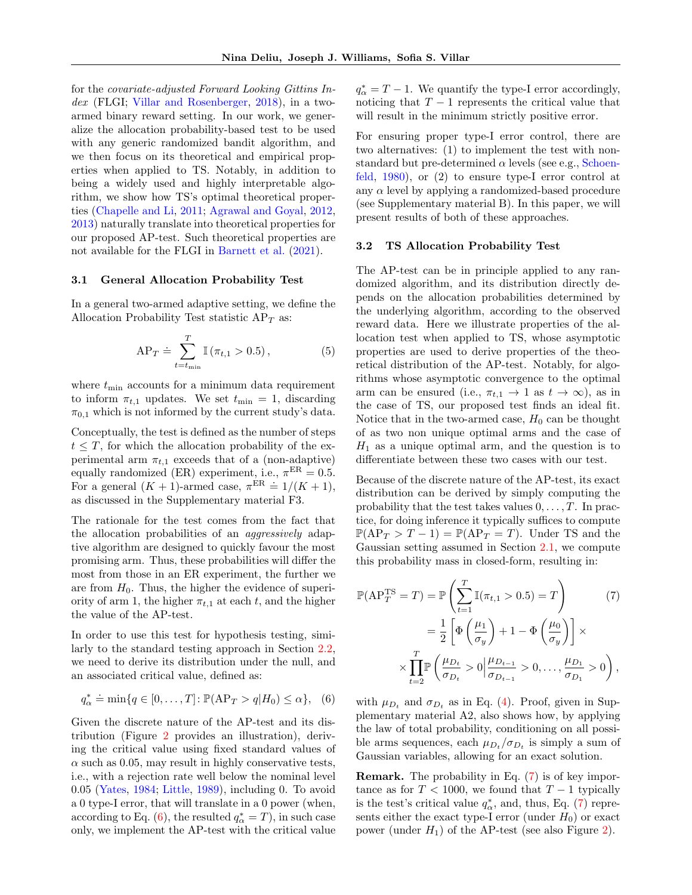for the *covariate-adjusted Forward Looking Gittins Index* (FLGI; Villar and Rosenberger, 2018), in a two-armed binary reward setting. In our work, we generalize the allocation probability-based test to be used with any generic randomized bandit algorithm, and we then focus on its theoretical and empirical properties when applied to TS. Notably, in addition to being a widely used and highly interpretable algorithm, we show how TS's optimal theoretical properties (Chapelle and Li, 2011; Agrawal and Goyal, 2012, 2013) naturally translate into theoretical properties for our proposed AP-test. Such theoretical properties are not available for the FLGI in Barnett et al. (2021).

### 3.1 General Allocation Probability Test

In a general two-armed adaptive setting, we define the Allocation Probability Test statistic $\text{AP}_T$ as:

$$\text{AP}_T \doteq \sum_{t=t_{\min}}^{T} \mathbb{I}\left(\pi_{t,1} > 0.5\right), \tag{5}$$

where $t_{\min}$ accounts for a minimum data requirement to inform $\pi_{t,1}$ updates. We set $t_{\min} = 1$, discarding $\pi_{0,1}$ which is not informed by the current study's data.

Conceptually, the test is defined as the number of steps $t \leq T$, for which the allocation probability of the experimental arm $\pi_{t,1}$ exceeds that of a (non-adaptive) equally randomized (ER) experiment, i.e., $\pi^{\text{ER}} = 0.5$. For a general $(K+1)$-armed case, $\pi^{\text{ER}} \doteq 1/(K+1)$, as discussed in the Supplementary material F3.

The rationale for the test comes from the fact that the allocation probabilities of an *aggressively* adaptive algorithm are designed to quickly favour the most promising arm. Thus, these probabilities will differ the most from those in an ER experiment, the further we are from $H_0$. Thus, the higher the evidence of superiority of arm 1, the higher $\pi_{t,1}$ at each $t$, and the higher the value of the AP-test.

In order to use this test for hypothesis testing, similarly to the standard testing approach in Section 2.2, we need to derive its distribution under the null, and an associated critical value, defined as:

$$q^*_\alpha \doteq \min\{q \in [0, \ldots, T] \colon \mathbb{P}(\text{AP}_T > q | H_0) \leq \alpha\}, \tag{6}$$

Given the discrete nature of the AP-test and its distribution (Figure 2 provides an illustration), deriving the critical value using fixed standard values of $\alpha$ such as 0.05, may result in highly conservative tests, i.e., with a rejection rate well below the nominal level 0.05 (Yates, 1984; Little, 1989), including 0. To avoid a 0 type-I error, that will translate in a 0 power (when, according to Eq. (6), the resulted $q^*_\alpha = T$), in such case only, we implement the AP-test with the critical value $q^*_\alpha = T - 1$. We quantify the type-I error accordingly, noticing that $T-1$ represents the critical value that will result in the minimum strictly positive error.

For ensuring proper type-I error control, there are two alternatives: (1) to implement the test with non-standard but pre-determined $\alpha$ levels (see e.g., Schoenfeld, 1980), or (2) to ensure type-I error control at any $\alpha$ level by applying a randomized-based procedure (see Supplementary material B). In this paper, we will present results of both of these approaches.

### 3.2 TS Allocation Probability Test

The AP-test can be in principle applied to any randomized algorithm, and its distribution directly depends on the allocation probabilities determined by the underlying algorithm, according to the observed reward data. Here we illustrate properties of the allocation test when applied to TS, whose asymptotic properties are used to derive properties of the theoretical distribution of the AP-test. Notably, for algorithms whose asymptotic convergence to the optimal arm can be ensured (i.e., $\pi_{t,1} \to 1$ as $t \to \infty$), as in the case of TS, our proposed test finds an ideal fit. Notice that in the two-armed case, $H_0$ can be thought of as two non unique optimal arms and the case of $H_1$ as a unique optimal arm, and the question is to differentiate between these two cases with our test.

Because of the discrete nature of the AP-test, its exact distribution can be derived by simply computing the probability that the test takes values $0, \ldots, T$. In practice, for doing inference it typically suffices to compute $\mathbb{P}(\text{AP}_T > T-1) = \mathbb{P}(\text{AP}_T = T)$. Under TS and the Gaussian setting assumed in Section 2.1, we compute this probability mass in closed-form, resulting in:

$$\begin{aligned}\mathbb{P}(\text{AP}^{\text{TS}}_T = T) &= \mathbb{P}\left(\sum_{t=1}^{T} \mathbb{I}(\pi_{t,1} > 0.5) = T\right) \\ &= \frac{1}{2}\left[\Phi\left(\frac{\mu_1}{\sigma_y}\right) + 1 - \Phi\left(\frac{\mu_0}{\sigma_y}\right)\right] \times \\ &\times \prod_{t=2}^{T} \mathbb{P}\left(\frac{\mu_{D_t}}{\sigma_{D_t}} > 0 \Big| \frac{\mu_{D_{t-1}}}{\sigma_{D_{t-1}}} > 0, \ldots, \frac{\mu_{D_1}}{\sigma_{D_1}} > 0\right),\end{aligned} \tag{7}$$

with $\mu_{D_t}$ and $\sigma_{D_t}$ as in Eq. (4). Proof, given in Supplementary material A2, also shows how, by applying the law of total probability, conditioning on all possible arms sequences, each $\mu_{D_t}/\sigma_{D_t}$ is simply a sum of Gaussian variables, allowing for an exact solution.

**Remark.** The probability in Eq. (7) is of key importance as for $T < 1000$, we found that $T-1$ typically is the test's critical value $q^*_\alpha$, and, thus, Eq. (7) represents either the exact type-I error (under $H_0$) or exact power (under $H_1$) of the AP-test (see also Figure 2).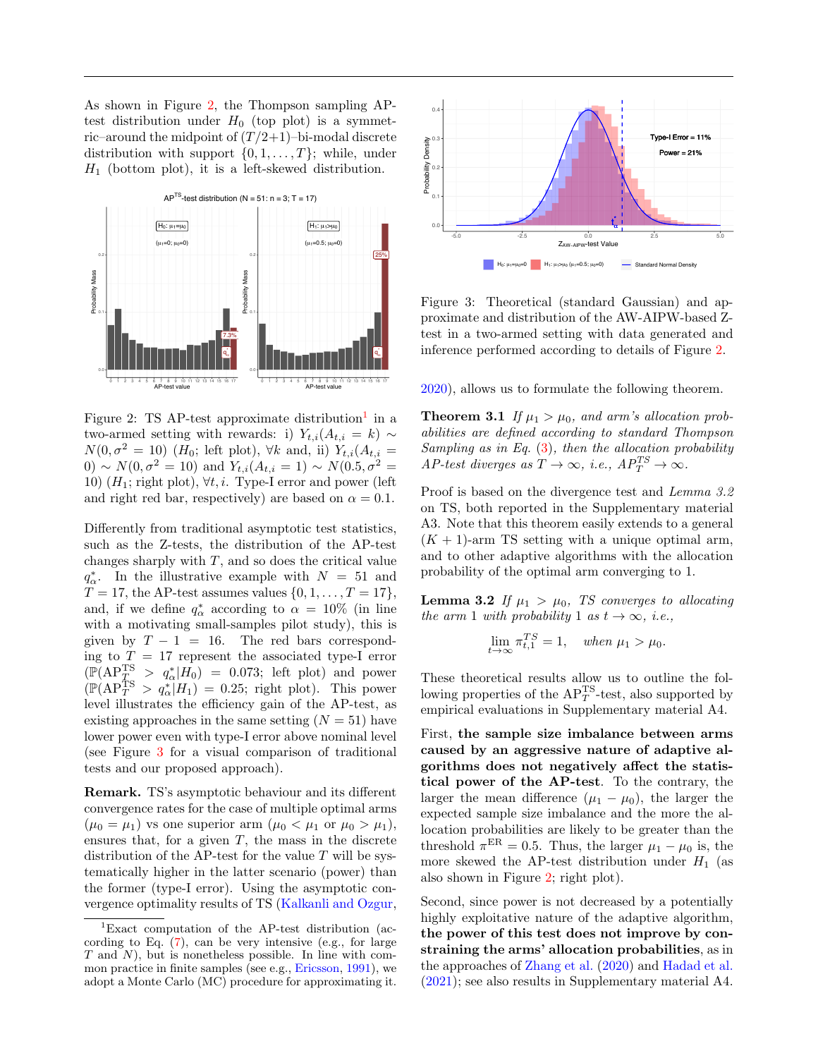As shown in Figure 2, the Thompson sampling AP-test distribution under $H_0$ (top plot) is a symmetric–around the midpoint of $(T/2+1)$–bi-modal discrete distribution with support $\{0, 1, \ldots, T\}$; while, under $H_1$ (bottom plot), it is a left-skewed distribution.

Figure 2: TS AP-test approximate distribution[1] in a two-armed setting with rewards: i) $Y_{t,i}(A_{t,i} = k) \sim N(0, \sigma^2 = 10)$ ($H_0$; left plot), $\forall k$ and, ii) $Y_{t,i}(A_{t,i} = 0) \sim N(0, \sigma^2 = 10)$ and $Y_{t,i}(A_{t,i} = 1) \sim N(0.5, \sigma^2 = 10)$ ($H_1$; right plot), $\forall t, i$. Type-I error and power (left and right red bar, respectively) are based on $\alpha = 0.1$.

Differently from traditional asymptotic test statistics, such as the Z-tests, the distribution of the AP-test changes sharply with $T$, and so does the critical value $q^*_\alpha$. In the illustrative example with $N = 51$ and $T = 17$, the AP-test assumes values $\{0, 1, \ldots, T = 17\}$, and, if we define $q^*_\alpha$ according to $\alpha = 10\%$ (in line with a motivating small-samples pilot study), this is given by $T - 1 = 16$. The red bars corresponding to $T = 17$ represent the associated type-I error ($\mathbb{P}(\text{AP}^{\text{TS}}_T > q^*_\alpha | H_0) = 0.073$; left plot) and power ($\mathbb{P}(\text{AP}^{\text{TS}}_T > q^*_\alpha | H_1) = 0.25$; right plot). This power level illustrates the efficiency gain of the AP-test, as existing approaches in the same setting ($N = 51$) have lower power even with type-I error above nominal level (see Figure 3 for a visual comparison of traditional tests and our proposed approach).

**Remark.** TS's asymptotic behaviour and its different convergence rates for the case of multiple optimal arms ($\mu_0 = \mu_1$) vs one superior arm ($\mu_0 < \mu_1$ or $\mu_0 > \mu_1$), ensures that, for a given $T$, the mass in the discrete distribution of the AP-test for the value $T$ will be systematically higher in the latter scenario (power) than the former (type-I error). Using the asymptotic convergence optimality results of TS (Kalkanli and Ozgur, 2020), allows us to formulate the following theorem.

[1] Exact computation of the AP-test distribution (according to Eq. (7), can be very intensive (e.g., for large $T$ and $N$), but is nonetheless possible. In line with common practice in finite samples (see e.g., Ericsson, 1991), we adopt a Monte Carlo (MC) procedure for approximating it.

Figure 3: Theoretical (standard Gaussian) and approximate and distribution of the AW-AIPW-based Z-test in a two-armed setting with data generated and inference performed according to details of Figure 2.

**Theorem 3.1** *If $\mu_1 > \mu_0$, and arm's allocation probabilities are defined according to standard Thompson Sampling as in Eq. (3), then the allocation probability AP-test diverges as $T \to \infty$, i.e., $AP^{TS}_T \to \infty$.*

Proof is based on the divergence test and *Lemma 3.2* on TS, both reported in the Supplementary material A3. Note that this theorem easily extends to a general $(K+1)$-arm TS setting with a unique optimal arm, and to other adaptive algorithms with the allocation probability of the optimal arm converging to 1.

**Lemma 3.2** *If $\mu_1 > \mu_0$, TS converges to allocating the arm 1 with probability 1 as $t \to \infty$, i.e.,*

$$\lim_{t \to \infty} \pi^{TS}_{t,1} = 1, \quad \text{when } \mu_1 > \mu_0.$$

These theoretical results allow us to outline the following properties of the $\text{AP}^{\text{TS}}_T$-test, also supported by empirical evaluations in Supplementary material A4.

First, **the sample size imbalance between arms caused by an aggressive nature of adaptive algorithms does not negatively affect the statistical power of the AP-test**. To the contrary, the larger the mean difference $(\mu_1 - \mu_0)$, the larger the expected sample size imbalance and the more the allocation probabilities are likely to be greater than the threshold $\pi^{\text{ER}} = 0.5$. Thus, the larger $\mu_1 - \mu_0$ is, the more skewed the AP-test distribution under $H_1$ (as also shown in Figure 2; right plot).

Second, since power is not decreased by a potentially highly exploitative nature of the adaptive algorithm, **the power of this test does not improve by constraining the arms' allocation probabilities**, as in the approaches of Zhang et al. (2020) and Hadad et al. (2021); see also results in Supplementary material A4.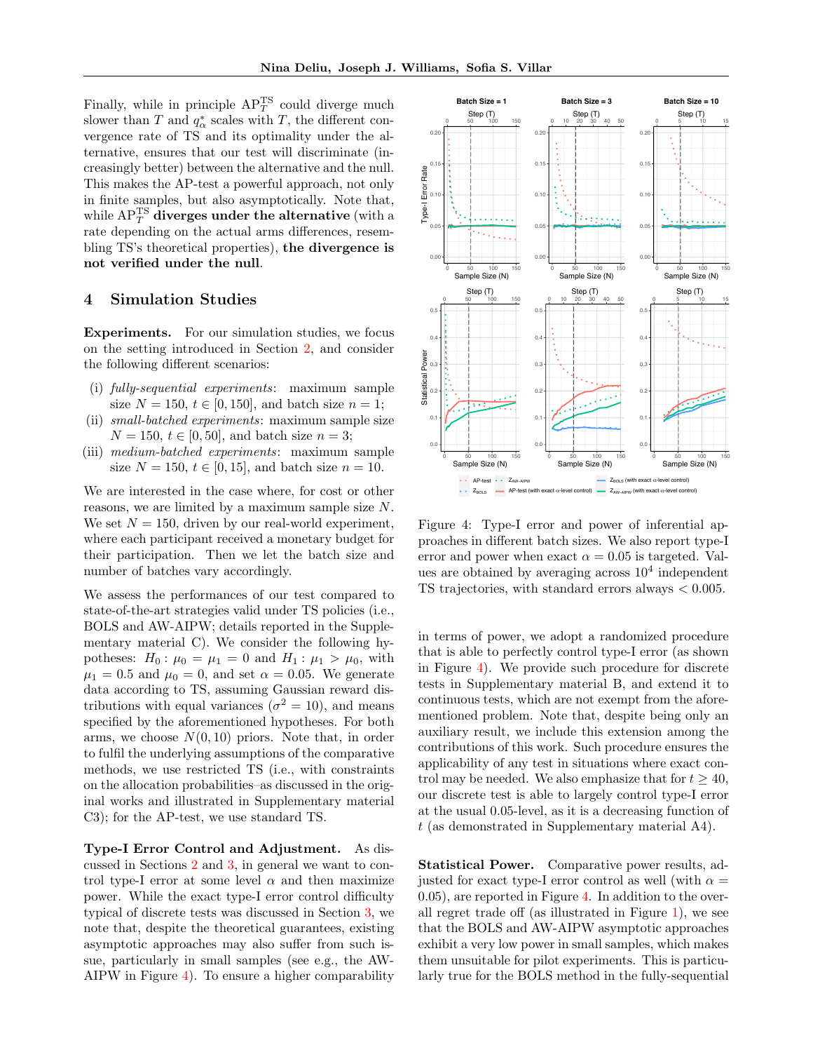Finally, while in principle $\mathrm{AP}_T^{\mathrm{TS}}$ could diverge much slower than $T$ and $q_\alpha^*$ scales with $T$, the different convergence rate of TS and its optimality under the alternative, ensures that our test will discriminate (increasingly better) between the alternative and the null. This makes the AP-test a powerful approach, not only in finite samples, but also asymptotically. Note that, while $\mathrm{AP}_T^{\mathrm{TS}}$ **diverges under the alternative** (with a rate depending on the actual arms differences, resembling TS's theoretical properties), **the divergence is not verified under the null**.

## 4 Simulation Studies

**Experiments.** For our simulation studies, we focus on the setting introduced in Section 2, and consider the following different scenarios:

(i) *fully-sequential experiments*: maximum sample size $N = 150$, $t \in [0, 150]$, and batch size $n = 1$;
(ii) *small-batched experiments*: maximum sample size $N = 150$, $t \in [0, 50]$, and batch size $n = 3$;
(iii) *medium-batched experiments*: maximum sample size $N = 150$, $t \in [0, 15]$, and batch size $n = 10$.

We are interested in the case where, for cost or other reasons, we are limited by a maximum sample size $N$. We set $N = 150$, driven by our real-world experiment, where each participant received a monetary budget for their participation. Then we let the batch size and number of batches vary accordingly.

We assess the performances of our test compared to state-of-the-art strategies valid under TS policies (i.e., BOLS and AW-AIPW; details reported in the Supplementary material C). We consider the following hypotheses: $H_0 : \mu_0 = \mu_1 = 0$ and $H_1 : \mu_1 > \mu_0$, with $\mu_1 = 0.5$ and $\mu_0 = 0$, and set $\alpha = 0.05$. We generate data according to TS, assuming Gaussian reward distributions with equal variances ($\sigma^2 = 10$), and means specified by the aforementioned hypotheses. For both arms, we choose $N(0, 10)$ priors. Note that, in order to fulfil the underlying assumptions of the comparative methods, we use restricted TS (i.e., with constraints on the allocation probabilities–as discussed in the original works and illustrated in Supplementary material C3); for the AP-test, we use standard TS.

**Type-I Error Control and Adjustment.** As discussed in Sections 2 and 3, in general we want to control type-I error at some level $\alpha$ and then maximize power. While the exact type-I error control difficulty typical of discrete tests was discussed in Section 3, we note that, despite the theoretical guarantees, existing asymptotic approaches may also suffer from such issue, particularly in small samples (see e.g., the AW-AIPW in Figure 4). To ensure a higher comparability in terms of power, we adopt a randomized procedure that is able to perfectly control type-I error (as shown in Figure 4). We provide such procedure for discrete tests in Supplementary material B, and extend it to continuous tests, which are not exempt from the aforementioned problem. Note that, despite being only an auxiliary result, we include this extension among the contributions of this work. Such procedure ensures the applicability of any test in situations where exact control may be needed. We also emphasize that for $t \geq 40$, our discrete test is able to largely control type-I error at the usual 0.05-level, as it is a decreasing function of $t$ (as demonstrated in Supplementary material A4).

Figure 4: Type-I error and power of inferential approaches in different batch sizes. We also report type-I error and power when exact $\alpha = 0.05$ is targeted. Values are obtained by averaging across $10^4$ independent TS trajectories, with standard errors always $< 0.005$.

**Statistical Power.** Comparative power results, adjusted for exact type-I error control as well (with $\alpha = 0.05$), are reported in Figure 4. In addition to the overall regret trade off (as illustrated in Figure 1), we see that the BOLS and AW-AIPW asymptotic approaches exhibit a very low power in small samples, which makes them unsuitable for pilot experiments. This is particularly true for the BOLS method in the fully-sequential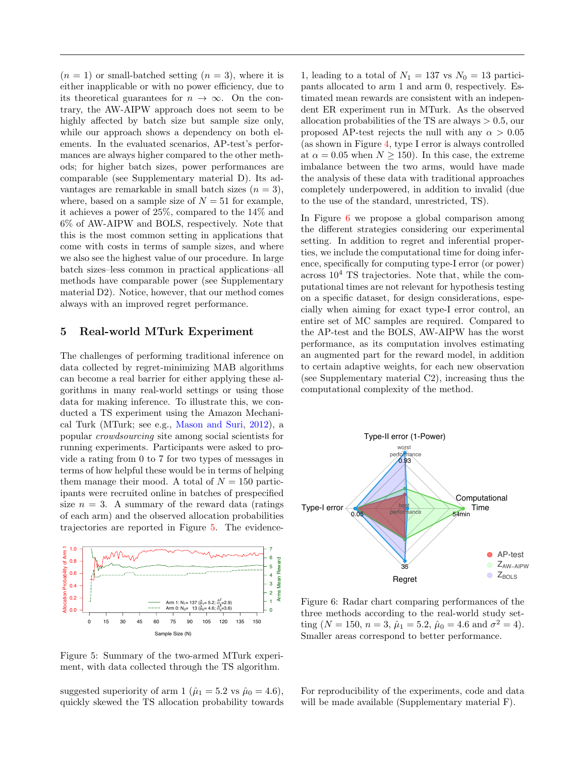($n = 1$) or small-batched setting ($n = 3$), where it is either inapplicable or with no power efficiency, due to its theoretical guarantees for $n \to \infty$. On the contrary, the AW-AIPW approach does not seem to be highly affected by batch size but sample size only, while our approach shows a dependency on both elements. In the evaluated scenarios, AP-test's performances are always higher compared to the other methods; for higher batch sizes, power performances are comparable (see Supplementary material D). Its advantages are remarkable in small batch sizes ($n = 3$), where, based on a sample size of $N = 51$ for example, it achieves a power of 25%, compared to the 14% and 6% of AW-AIPW and BOLS, respectively. Note that this is the most common setting in applications that come with costs in terms of sample sizes, and where we also see the highest value of our procedure. In large batch sizes–less common in practical applications–all methods have comparable power (see Supplementary material D2). Notice, however, that our method comes always with an improved regret performance.

## 5 Real-world MTurk Experiment

The challenges of performing traditional inference on data collected by regret-minimizing MAB algorithms can become a real barrier for either applying these algorithms in many real-world settings or using those data for making inference. To illustrate this, we conducted a TS experiment using the Amazon Mechanical Turk (MTurk; see e.g., Mason and Suri, 2012), a popular *crowdsourcing* site among social scientists for running experiments. Participants were asked to provide a rating from 0 to 7 for two types of messages in terms of how helpful these would be in terms of helping them manage their mood. A total of $N = 150$ participants were recruited online in batches of prespecified size $n = 3$. A summary of the reward data (ratings of each arm) and the observed allocation probabilities trajectories are reported in Figure 5. The evidence-suggested superiority of arm 1 ($\hat{\mu}_1 = 5.2$ vs $\hat{\mu}_0 = 4.6$), quickly skewed the TS allocation probability towards 1, leading to a total of $N_1 = 137$ vs $N_0 = 13$ participants allocated to arm 1 and arm 0, respectively. Estimated mean rewards are consistent with an independent ER experiment run in MTurk. As the observed allocation probabilities of the TS are always $> 0.5$, our proposed AP-test rejects the null with any $\alpha > 0.05$ (as shown in Figure 4, type I error is always controlled at $\alpha = 0.05$ when $N \geq 150$). In this case, the extreme imbalance between the two arms, would have made the analysis of these data with traditional approaches completely underpowered, in addition to invalid (due to the use of the standard, unrestricted, TS).

Figure 5: Summary of the two-armed MTurk experiment, with data collected through the TS algorithm.

In Figure 6 we propose a global comparison among the different strategies considering our experimental setting. In addition to regret and inferential properties, we include the computational time for doing inference, specifically for computing type-I error (or power) across $10^4$ TS trajectories. Note that, while the computational times are not relevant for hypothesis testing on a specific dataset, for design considerations, especially when aiming for exact type-I error control, an entire set of MC samples are required. Compared to the AP-test and the BOLS, AW-AIPW has the worst performance, as its computation involves estimating an augmented part for the reward model, in addition to certain adaptive weights, for each new observation (see Supplementary material C2), increasing thus the computational complexity of the method.

Figure 6: Radar chart comparing performances of the three methods according to the real-world study setting ($N = 150$, $n = 3$, $\hat{\mu}_1 = 5.2$, $\hat{\mu}_0 = 4.6$ and $\sigma^2 = 4$). Smaller areas correspond to better performance.

For reproducibility of the experiments, code and data will be made available (Supplementary material F).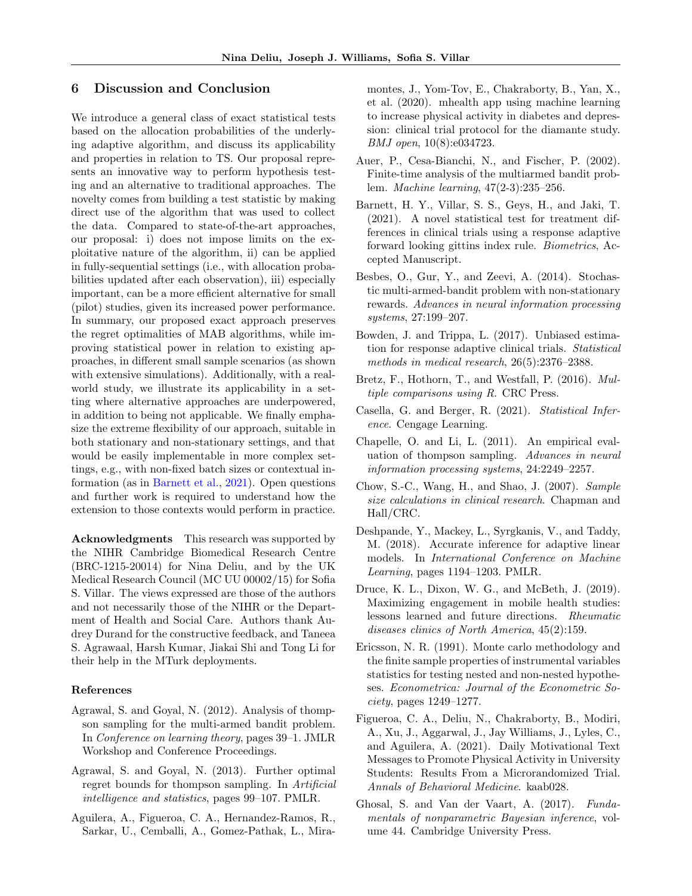## 6 Discussion and Conclusion

We introduce a general class of exact statistical tests based on the allocation probabilities of the underlying adaptive algorithm, and discuss its applicability and properties in relation to TS. Our proposal represents an innovative way to perform hypothesis testing and an alternative to traditional approaches. The novelty comes from building a test statistic by making direct use of the algorithm that was used to collect the data. Compared to state-of-the-art approaches, our proposal: i) does not impose limits on the exploitative nature of the algorithm, ii) can be applied in fully-sequential settings (i.e., with allocation probabilities updated after each observation), iii) especially important, can be a more efficient alternative for small (pilot) studies, given its increased power performance. In summary, our proposed exact approach preserves the regret optimalities of MAB algorithms, while improving statistical power in relation to existing approaches, in different small sample scenarios (as shown with extensive simulations). Additionally, with a real-world study, we illustrate its applicability in a setting where alternative approaches are underpowered, in addition to being not applicable. We finally emphasize the extreme flexibility of our approach, suitable in both stationary and non-stationary settings, and that would be easily implementable in more complex settings, e.g., with non-fixed batch sizes or contextual information (as in Barnett et al., 2021). Open questions and further work is required to understand how the extension to those contexts would perform in practice.

**Acknowledgments** This research was supported by the NIHR Cambridge Biomedical Research Centre (BRC-1215-20014) for Nina Deliu, and by the UK Medical Research Council (MC UU 00002/15) for Sofia S. Villar. The views expressed are those of the authors and not necessarily those of the NIHR or the Department of Health and Social Care. Authors thank Audrey Durand for the constructive feedback, and Taneea S. Agrawaal, Harsh Kumar, Jiakai Shi and Tong Li for their help in the MTurk deployments.

### References

Agrawal, S. and Goyal, N. (2012). Analysis of thompson sampling for the multi-armed bandit problem. In *Conference on learning theory*, pages 39–1. JMLR Workshop and Conference Proceedings.

Agrawal, S. and Goyal, N. (2013). Further optimal regret bounds for thompson sampling. In *Artificial intelligence and statistics*, pages 99–107. PMLR.

Aguilera, A., Figueroa, C. A., Hernandez-Ramos, R., Sarkar, U., Cemballi, A., Gomez-Pathak, L., Miramontes, J., Yom-Tov, E., Chakraborty, B., Yan, X., et al. (2020). mhealth app using machine learning to increase physical activity in diabetes and depression: clinical trial protocol for the diamante study. *BMJ open*, 10(8):e034723.

Auer, P., Cesa-Bianchi, N., and Fischer, P. (2002). Finite-time analysis of the multiarmed bandit problem. *Machine learning*, 47(2-3):235–256.

Barnett, H. Y., Villar, S. S., Geys, H., and Jaki, T. (2021). A novel statistical test for treatment differences in clinical trials using a response adaptive forward looking gittins index rule. *Biometrics*, Accepted Manuscript.

Besbes, O., Gur, Y., and Zeevi, A. (2014). Stochastic multi-armed-bandit problem with non-stationary rewards. *Advances in neural information processing systems*, 27:199–207.

Bowden, J. and Trippa, L. (2017). Unbiased estimation for response adaptive clinical trials. *Statistical methods in medical research*, 26(5):2376–2388.

Bretz, F., Hothorn, T., and Westfall, P. (2016). *Multiple comparisons using R*. CRC Press.

Casella, G. and Berger, R. (2021). *Statistical Inference*. Cengage Learning.

Chapelle, O. and Li, L. (2011). An empirical evaluation of thompson sampling. *Advances in neural information processing systems*, 24:2249–2257.

Chow, S.-C., Wang, H., and Shao, J. (2007). *Sample size calculations in clinical research*. Chapman and Hall/CRC.

Deshpande, Y., Mackey, L., Syrgkanis, V., and Taddy, M. (2018). Accurate inference for adaptive linear models. In *International Conference on Machine Learning*, pages 1194–1203. PMLR.

Druce, K. L., Dixon, W. G., and McBeth, J. (2019). Maximizing engagement in mobile health studies: lessons learned and future directions. *Rheumatic diseases clinics of North America*, 45(2):159.

Ericsson, N. R. (1991). Monte carlo methodology and the finite sample properties of instrumental variables statistics for testing nested and non-nested hypotheses. *Econometrica: Journal of the Econometric Society*, pages 1249–1277.

Figueroa, C. A., Deliu, N., Chakraborty, B., Modiri, A., Xu, J., Aggarwal, J., Jay Williams, J., Lyles, C., and Aguilera, A. (2021). Daily Motivational Text Messages to Promote Physical Activity in University Students: Results From a Microrandomized Trial. *Annals of Behavioral Medicine*. kaab028.

Ghosal, S. and Van der Vaart, A. (2017). *Fundamentals of nonparametric Bayesian inference*, volume 44. Cambridge University Press.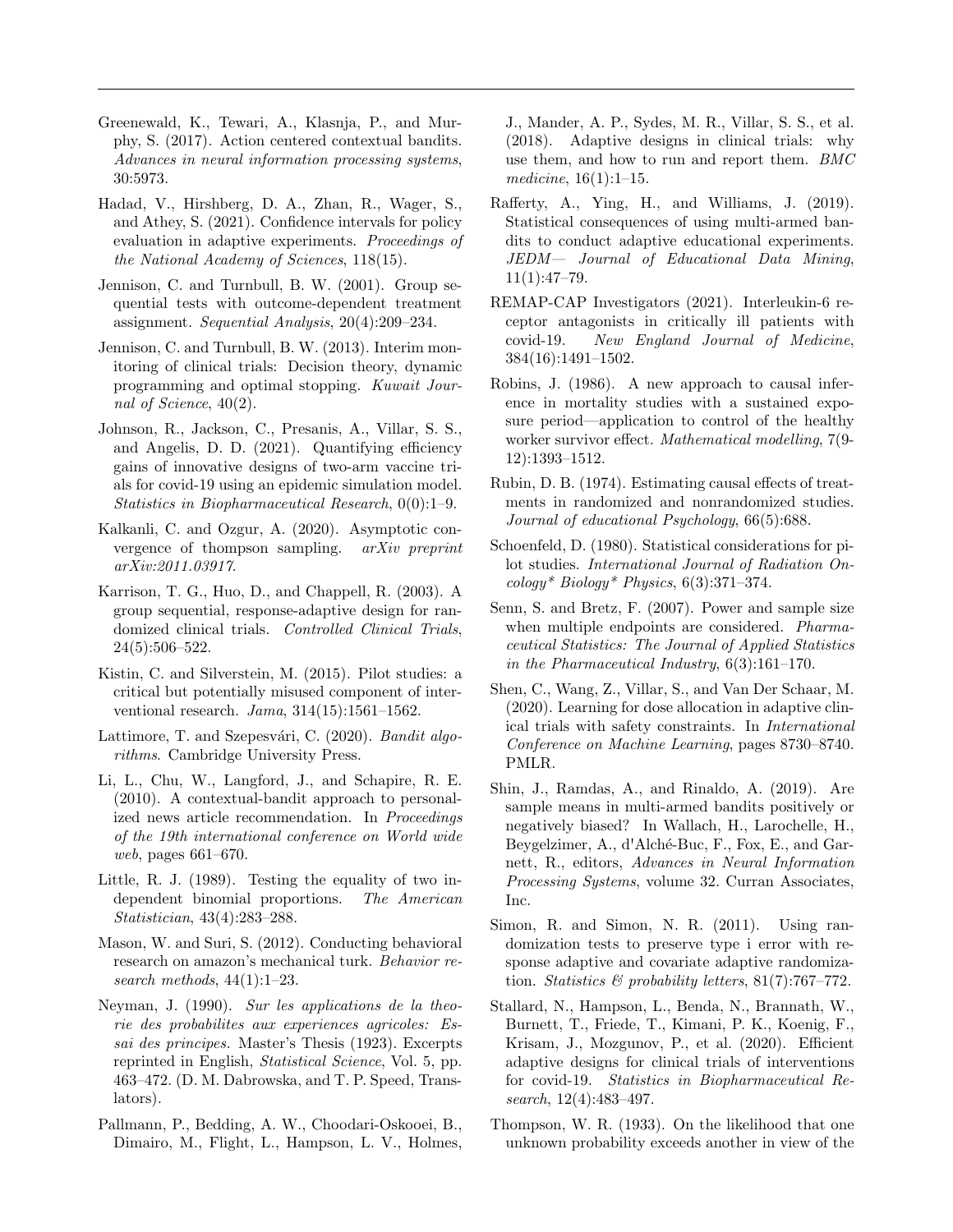Greenewald, K., Tewari, A., Klasnja, P., and Murphy, S. (2017). Action centered contextual bandits. *Advances in neural information processing systems*, 30:5973.

Hadad, V., Hirshberg, D. A., Zhan, R., Wager, S., and Athey, S. (2021). Confidence intervals for policy evaluation in adaptive experiments. *Proceedings of the National Academy of Sciences*, 118(15).

Jennison, C. and Turnbull, B. W. (2001). Group sequential tests with outcome-dependent treatment assignment. *Sequential Analysis*, 20(4):209–234.

Jennison, C. and Turnbull, B. W. (2013). Interim monitoring of clinical trials: Decision theory, dynamic programming and optimal stopping. *Kuwait Journal of Science*, 40(2).

Johnson, R., Jackson, C., Presanis, A., Villar, S. S., and Angelis, D. D. (2021). Quantifying efficiency gains of innovative designs of two-arm vaccine trials for covid-19 using an epidemic simulation model. *Statistics in Biopharmaceutical Research*, 0(0):1–9.

Kalkanli, C. and Ozgur, A. (2020). Asymptotic convergence of thompson sampling. *arXiv preprint arXiv:2011.03917*.

Karrison, T. G., Huo, D., and Chappell, R. (2003). A group sequential, response-adaptive design for randomized clinical trials. *Controlled Clinical Trials*, 24(5):506–522.

Kistin, C. and Silverstein, M. (2015). Pilot studies: a critical but potentially misused component of interventional research. *Jama*, 314(15):1561–1562.

Lattimore, T. and Szepesvári, C. (2020). *Bandit algorithms*. Cambridge University Press.

Li, L., Chu, W., Langford, J., and Schapire, R. E. (2010). A contextual-bandit approach to personalized news article recommendation. In *Proceedings of the 19th international conference on World wide web*, pages 661–670.

Little, R. J. (1989). Testing the equality of two independent binomial proportions. *The American Statistician*, 43(4):283–288.

Mason, W. and Suri, S. (2012). Conducting behavioral research on amazon's mechanical turk. *Behavior research methods*, 44(1):1–23.

Neyman, J. (1990). *Sur les applications de la theorie des probabilites aux experiences agricoles: Essai des principes*. Master's Thesis (1923). Excerpts reprinted in English, *Statistical Science*, Vol. 5, pp. 463–472. (D. M. Dabrowska, and T. P. Speed, Translators).

Pallmann, P., Bedding, A. W., Choodari-Oskooei, B., Dimairo, M., Flight, L., Hampson, L. V., Holmes, J., Mander, A. P., Sydes, M. R., Villar, S. S., et al. (2018). Adaptive designs in clinical trials: why use them, and how to run and report them. *BMC medicine*, 16(1):1–15.

Rafferty, A., Ying, H., and Williams, J. (2019). Statistical consequences of using multi-armed bandits to conduct adaptive educational experiments. *JEDM— Journal of Educational Data Mining*, 11(1):47–79.

REMAP-CAP Investigators (2021). Interleukin-6 receptor antagonists in critically ill patients with covid-19. *New England Journal of Medicine*, 384(16):1491–1502.

Robins, J. (1986). A new approach to causal inference in mortality studies with a sustained exposure period—application to control of the healthy worker survivor effect. *Mathematical modelling*, 7(9-12):1393–1512.

Rubin, D. B. (1974). Estimating causal effects of treatments in randomized and nonrandomized studies. *Journal of educational Psychology*, 66(5):688.

Schoenfeld, D. (1980). Statistical considerations for pilot studies. *International Journal of Radiation Oncology* Biology* Physics*, 6(3):371–374.

Senn, S. and Bretz, F. (2007). Power and sample size when multiple endpoints are considered. *Pharmaceutical Statistics: The Journal of Applied Statistics in the Pharmaceutical Industry*, 6(3):161–170.

Shen, C., Wang, Z., Villar, S., and Van Der Schaar, M. (2020). Learning for dose allocation in adaptive clinical trials with safety constraints. In *International Conference on Machine Learning*, pages 8730–8740. PMLR.

Shin, J., Ramdas, A., and Rinaldo, A. (2019). Are sample means in multi-armed bandits positively or negatively biased? In Wallach, H., Larochelle, H., Beygelzimer, A., d'Alché-Buc, F., Fox, E., and Garnett, R., editors, *Advances in Neural Information Processing Systems*, volume 32. Curran Associates, Inc.

Simon, R. and Simon, N. R. (2011). Using randomization tests to preserve type i error with response adaptive and covariate adaptive randomization. *Statistics & probability letters*, 81(7):767–772.

Stallard, N., Hampson, L., Benda, N., Brannath, W., Burnett, T., Friede, T., Kimani, P. K., Koenig, F., Krisam, J., Mozgunov, P., et al. (2020). Efficient adaptive designs for clinical trials of interventions for covid-19. *Statistics in Biopharmaceutical Research*, 12(4):483–497.

Thompson, W. R. (1933). On the likelihood that one unknown probability exceeds another in view of the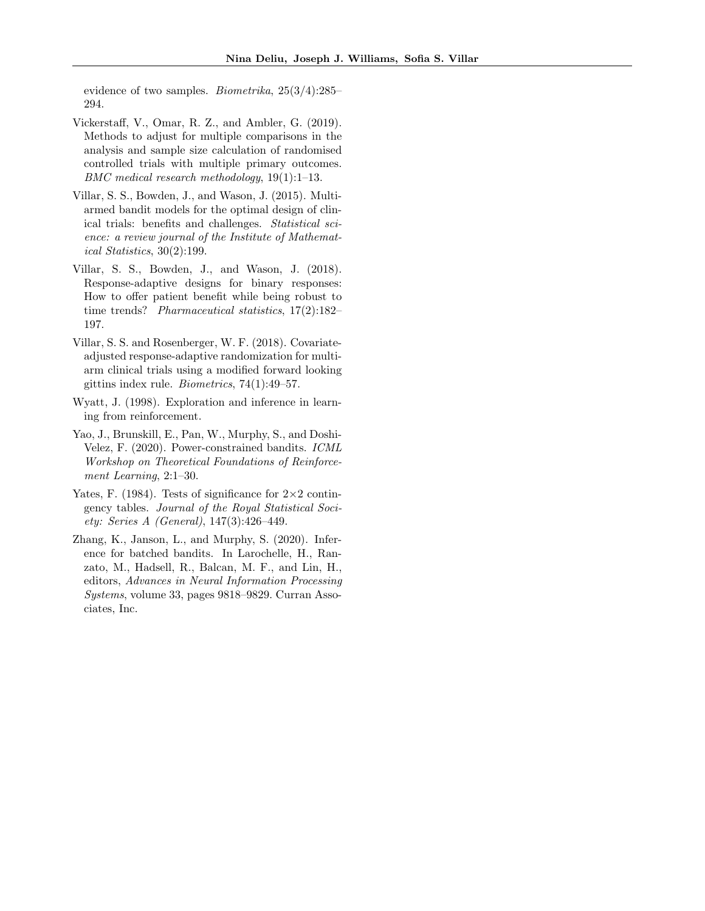evidence of two samples. *Biometrika*, 25(3/4):285–294.

Vickerstaff, V., Omar, R. Z., and Ambler, G. (2019). Methods to adjust for multiple comparisons in the analysis and sample size calculation of randomised controlled trials with multiple primary outcomes. *BMC medical research methodology*, 19(1):1–13.

Villar, S. S., Bowden, J., and Wason, J. (2015). Multi-armed bandit models for the optimal design of clinical trials: benefits and challenges. *Statistical science: a review journal of the Institute of Mathematical Statistics*, 30(2):199.

Villar, S. S., Bowden, J., and Wason, J. (2018). Response-adaptive designs for binary responses: How to offer patient benefit while being robust to time trends? *Pharmaceutical statistics*, 17(2):182–197.

Villar, S. S. and Rosenberger, W. F. (2018). Covariate-adjusted response-adaptive randomization for multi-arm clinical trials using a modified forward looking gittins index rule. *Biometrics*, 74(1):49–57.

Wyatt, J. (1998). Exploration and inference in learning from reinforcement.

Yao, J., Brunskill, E., Pan, W., Murphy, S., and Doshi-Velez, F. (2020). Power-constrained bandits. *ICML Workshop on Theoretical Foundations of Reinforcement Learning*, 2:1–30.

Yates, F. (1984). Tests of significance for 2×2 contingency tables. *Journal of the Royal Statistical Society: Series A (General)*, 147(3):426–449.

Zhang, K., Janson, L., and Murphy, S. (2020). Inference for batched bandits. In Larochelle, H., Ranzato, M., Hadsell, R., Balcan, M. F., and Lin, H., editors, *Advances in Neural Information Processing Systems*, volume 33, pages 9818–9829. Curran Associates, Inc.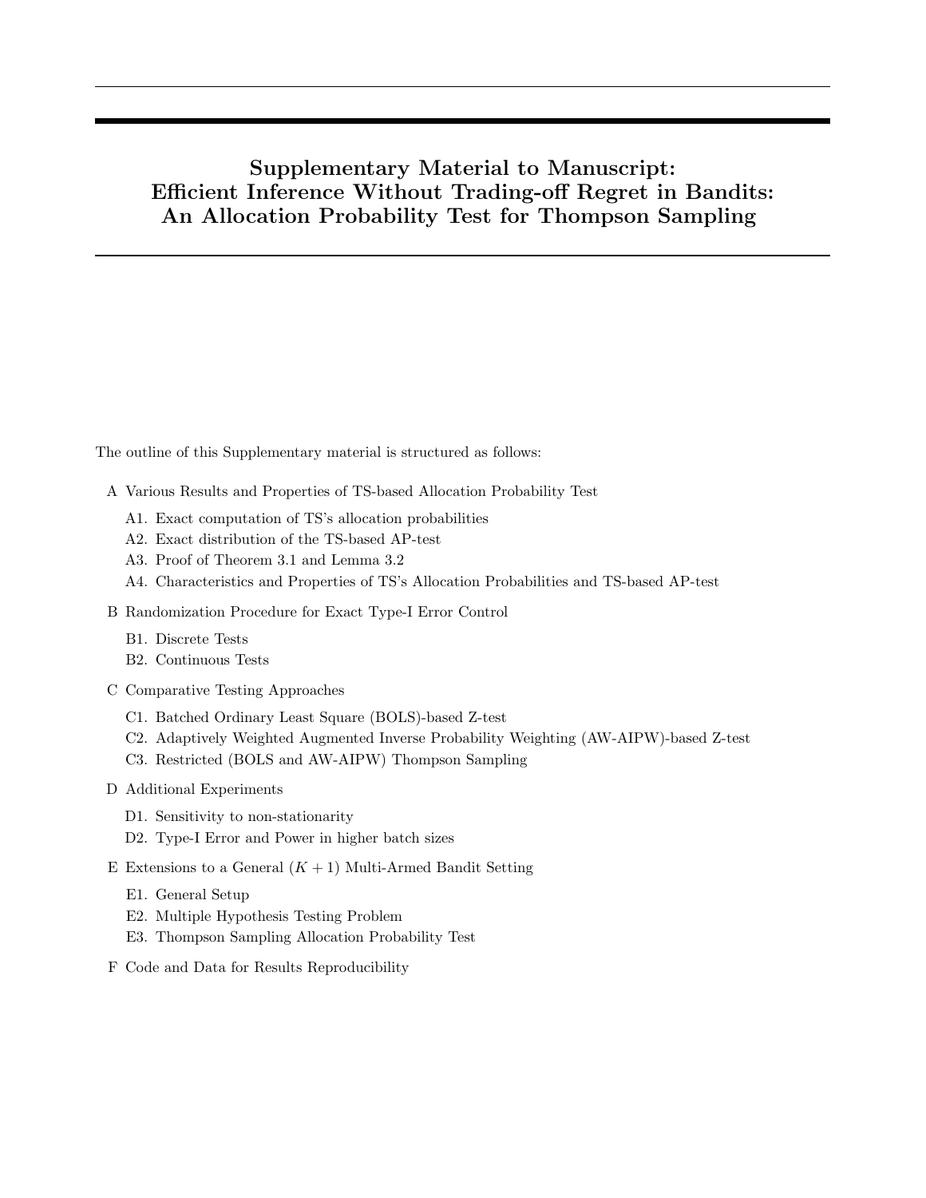# Supplementary Material to Manuscript: Efficient Inference Without Trading-off Regret in Bandits: An Allocation Probability Test for Thompson Sampling

The outline of this Supplementary material is structured as follows:

- A Various Results and Properties of TS-based Allocation Probability Test
  - A1. Exact computation of TS's allocation probabilities
  - A2. Exact distribution of the TS-based AP-test
  - A3. Proof of Theorem 3.1 and Lemma 3.2
  - A4. Characteristics and Properties of TS's Allocation Probabilities and TS-based AP-test
- B Randomization Procedure for Exact Type-I Error Control
  - B1. Discrete Tests
  - B2. Continuous Tests
- C Comparative Testing Approaches
  - C1. Batched Ordinary Least Square (BOLS)-based Z-test
  - C2. Adaptively Weighted Augmented Inverse Probability Weighting (AW-AIPW)-based Z-test
  - C3. Restricted (BOLS and AW-AIPW) Thompson Sampling
- D Additional Experiments
  - D1. Sensitivity to non-stationarity
  - D2. Type-I Error and Power in higher batch sizes
- E Extensions to a General $(K+1)$ Multi-Armed Bandit Setting
  - E1. General Setup
  - E2. Multiple Hypothesis Testing Problem
  - E3. Thompson Sampling Allocation Probability Test
- F Code and Data for Results Reproducibility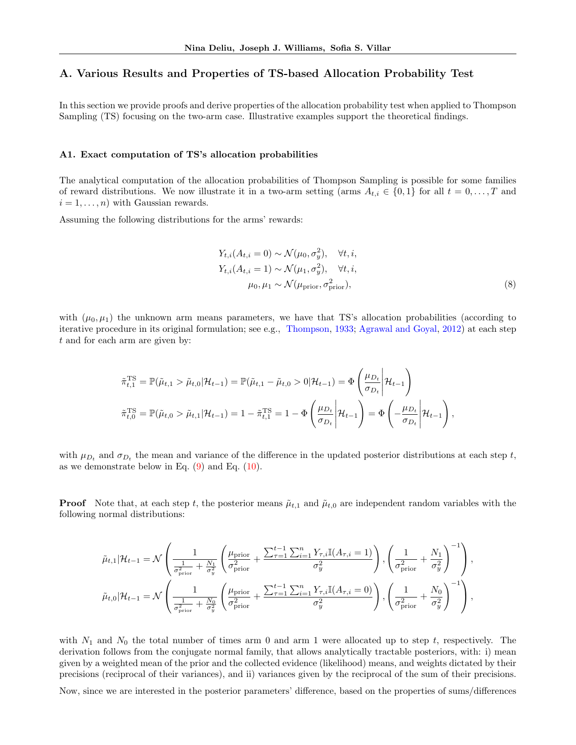## A. Various Results and Properties of TS-based Allocation Probability Test

In this section we provide proofs and derive properties of the allocation probability test when applied to Thompson Sampling (TS) focusing on the two-arm case. Illustrative examples support the theoretical findings.

### A1. Exact computation of TS's allocation probabilities

The analytical computation of the allocation probabilities of Thompson Sampling is possible for some families of reward distributions. We now illustrate it in a two-arm setting (arms $A_{t,i} \in \{0,1\}$ for all $t = 0, \ldots, T$ and $i = 1, \ldots, n$) with Gaussian rewards.

Assuming the following distributions for the arms' rewards:

$$
\begin{aligned}
Y_{t,i}(A_{t,i} = 0) &\sim \mathcal{N}(\mu_0, \sigma_y^2), \quad \forall t, i, \\
Y_{t,i}(A_{t,i} = 1) &\sim \mathcal{N}(\mu_1, \sigma_y^2), \quad \forall t, i, \\
\mu_0, \mu_1 &\sim \mathcal{N}(\mu_{\text{prior}}, \sigma^2_{\text{prior}}),
\end{aligned} \tag{8}
$$

with $(\mu_0, \mu_1)$ the unknown arm means parameters, we have that TS's allocation probabilities (according to iterative procedure in its original formulation; see e.g., Thompson, 1933; Agrawal and Goyal, 2012) at each step $t$ and for each arm are given by:

$$
\begin{aligned}
\tilde{\pi}^{\text{TS}}_{t,1} &= \mathbb{P}(\tilde{\mu}_{t,1} > \tilde{\mu}_{t,0} | \mathcal{H}_{t-1}) = \mathbb{P}(\tilde{\mu}_{t,1} - \tilde{\mu}_{t,0} > 0 | \mathcal{H}_{t-1}) = \Phi\left( \frac{\mu_{D_t}}{\sigma_{D_t}} \middle| \mathcal{H}_{t-1} \right) \\
\tilde{\pi}^{\text{TS}}_{t,0} &= \mathbb{P}(\tilde{\mu}_{t,0} > \tilde{\mu}_{t,1} | \mathcal{H}_{t-1}) = 1 - \tilde{\pi}^{\text{TS}}_{t,1} = 1 - \Phi\left( \frac{\mu_{D_t}}{\sigma_{D_t}} \middle| \mathcal{H}_{t-1} \right) = \Phi\left( -\frac{\mu_{D_t}}{\sigma_{D_t}} \middle| \mathcal{H}_{t-1} \right),
\end{aligned}
$$

with $\mu_{D_t}$ and $\sigma_{D_t}$ the mean and variance of the difference in the updated posterior distributions at each step $t$, as we demonstrate below in Eq. (9) and Eq. (10).

**Proof** Note that, at each step $t$, the posterior means $\tilde{\mu}_{t,1}$ and $\tilde{\mu}_{t,0}$ are independent random variables with the following normal distributions:

$$
\begin{aligned}
\tilde{\mu}_{t,1} | \mathcal{H}_{t-1} &= \mathcal{N}\left( \frac{1}{\frac{1}{\sigma^2_{\text{prior}}} + \frac{N_1}{\sigma_y^2}} \left( \frac{\mu_{\text{prior}}}{\sigma^2_{\text{prior}}} + \frac{\sum_{\tau=1}^{t-1} \sum_{i=1}^{n} Y_{\tau,i} \mathbb{I}(A_{\tau,i} = 1)}{\sigma_y^2} \right), \left( \frac{1}{\sigma^2_{\text{prior}}} + \frac{N_1}{\sigma_y^2} \right)^{-1} \right), \\
\tilde{\mu}_{t,0} | \mathcal{H}_{t-1} &= \mathcal{N}\left( \frac{1}{\frac{1}{\sigma^2_{\text{prior}}} + \frac{N_0}{\sigma_y^2}} \left( \frac{\mu_{\text{prior}}}{\sigma^2_{\text{prior}}} + \frac{\sum_{\tau=1}^{t-1} \sum_{i=1}^{n} Y_{\tau,i} \mathbb{I}(A_{\tau,i} = 0)}{\sigma_y^2} \right), \left( \frac{1}{\sigma^2_{\text{prior}}} + \frac{N_0}{\sigma_y^2} \right)^{-1} \right),
\end{aligned}
$$

with $N_1$ and $N_0$ the total number of times arm 0 and arm 1 were allocated up to step $t$, respectively. The derivation follows from the conjugate normal family, that allows analytically tractable posteriors, with: i) mean given by a weighted mean of the prior and the collected evidence (likelihood) means, and weights dictated by their precisions (reciprocal of their variances), and ii) variances given by the reciprocal of the sum of their precisions.

Now, since we are interested in the posterior parameters' difference, based on the properties of sums/differences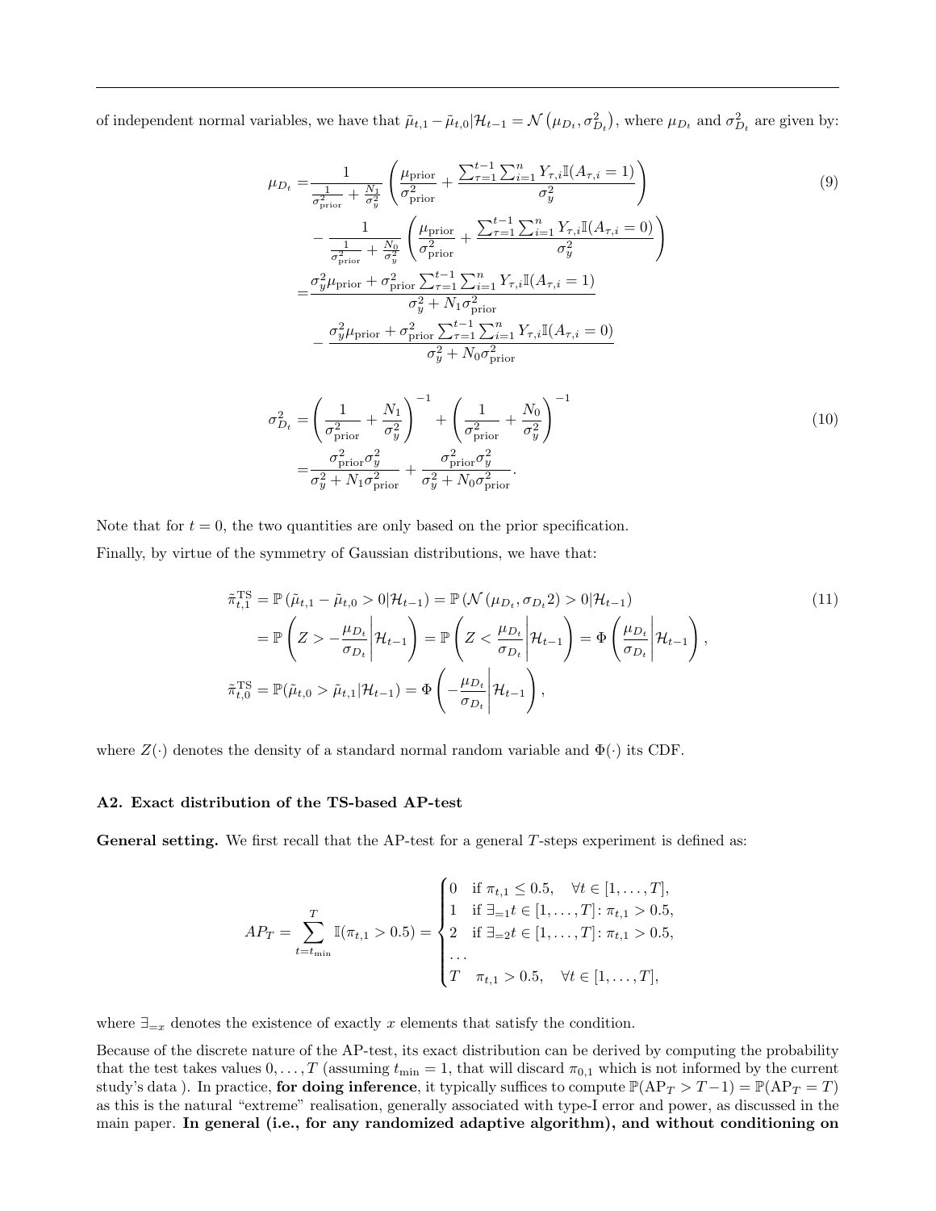of independent normal variables, we have that $\tilde{\mu}_{t,1} - \tilde{\mu}_{t,0} | \mathcal{H}_{t-1} = \mathcal{N}\left(\mu_{D_t}, \sigma^2_{D_t}\right)$, where $\mu_{D_t}$ and $\sigma^2_{D_t}$ are given by:

$$
\begin{aligned}
\mu_{D_t} =& \frac{1}{\frac{1}{\sigma^2_{\text{prior}}} + \frac{N_1}{\sigma^2_y}} \left( \frac{\mu_{\text{prior}}}{\sigma^2_{\text{prior}}} + \frac{\sum_{\tau=1}^{t-1} \sum_{i=1}^{n} Y_{\tau,i} \mathbb{I}(A_{\tau,i} = 1)}{\sigma^2_y} \right) \\
& - \frac{1}{\frac{1}{\sigma^2_{\text{prior}}} + \frac{N_0}{\sigma^2_y}} \left( \frac{\mu_{\text{prior}}}{\sigma^2_{\text{prior}}} + \frac{\sum_{\tau=1}^{t-1} \sum_{i=1}^{n} Y_{\tau,i} \mathbb{I}(A_{\tau,i} = 0)}{\sigma^2_y} \right) \\
=& \frac{\sigma^2_y \mu_{\text{prior}} + \sigma^2_{\text{prior}} \sum_{\tau=1}^{t-1} \sum_{i=1}^{n} Y_{\tau,i} \mathbb{I}(A_{\tau,i} = 1)}{\sigma^2_y + N_1 \sigma^2_{\text{prior}}} \\
& - \frac{\sigma^2_y \mu_{\text{prior}} + \sigma^2_{\text{prior}} \sum_{\tau=1}^{t-1} \sum_{i=1}^{n} Y_{\tau,i} \mathbb{I}(A_{\tau,i} = 0)}{\sigma^2_y + N_0 \sigma^2_{\text{prior}}}
\end{aligned} \tag{9}
$$

$$
\begin{aligned}
\sigma^2_{D_t} =& \left( \frac{1}{\sigma^2_{\text{prior}}} + \frac{N_1}{\sigma^2_y} \right)^{-1} + \left( \frac{1}{\sigma^2_{\text{prior}}} + \frac{N_0}{\sigma^2_y} \right)^{-1} \\
=& \frac{\sigma^2_{\text{prior}} \sigma^2_y}{\sigma^2_y + N_1 \sigma^2_{\text{prior}}} + \frac{\sigma^2_{\text{prior}} \sigma^2_y}{\sigma^2_y + N_0 \sigma^2_{\text{prior}}}.
\end{aligned} \tag{10}
$$

Note that for $t = 0$, the two quantities are only based on the prior specification.

Finally, by virtue of the symmetry of Gaussian distributions, we have that:

$$
\begin{aligned}
\tilde{\pi}^{\text{TS}}_{t,1} &= \mathbb{P}\left(\tilde{\mu}_{t,1} - \tilde{\mu}_{t,0} > 0 | \mathcal{H}_{t-1}\right) = \mathbb{P}\left(\mathcal{N}\left(\mu_{D_t}, \sigma_{D_t} 2\right) > 0 | \mathcal{H}_{t-1}\right) \\
&= \mathbb{P}\left( Z > -\frac{\mu_{D_t}}{\sigma_{D_t}} \middle| \mathcal{H}_{t-1} \right) = \mathbb{P}\left( Z < \frac{\mu_{D_t}}{\sigma_{D_t}} \middle| \mathcal{H}_{t-1} \right) = \Phi\left( \frac{\mu_{D_t}}{\sigma_{D_t}} \middle| \mathcal{H}_{t-1} \right), \\
\tilde{\pi}^{\text{TS}}_{t,0} &= \mathbb{P}(\tilde{\mu}_{t,0} > \tilde{\mu}_{t,1} | \mathcal{H}_{t-1}) = \Phi\left( -\frac{\mu_{D_t}}{\sigma_{D_t}} \middle| \mathcal{H}_{t-1} \right),
\end{aligned} \tag{11}
$$

where $Z(\cdot)$ denotes the density of a standard normal random variable and $\Phi(\cdot)$ its CDF.

### A2. Exact distribution of the TS-based AP-test

**General setting.** We first recall that the AP-test for a general $T$-steps experiment is defined as:

$$
AP_T = \sum_{t=t_{\min}}^{T} \mathbb{I}(\pi_{t,1} > 0.5) = \begin{cases} 0 & \text{if } \pi_{t,1} \leq 0.5, \quad \forall t \in [1, \ldots, T], \\ 1 & \text{if } \exists_{=1} t \in [1, \ldots, T] \colon \pi_{t,1} > 0.5, \\ 2 & \text{if } \exists_{=2} t \in [1, \ldots, T] \colon \pi_{t,1} > 0.5, \\ \ldots & \\ T & \pi_{t,1} > 0.5, \quad \forall t \in [1, \ldots, T], \end{cases}
$$

where $\exists_{=x}$ denotes the existence of exactly $x$ elements that satisfy the condition.

Because of the discrete nature of the AP-test, its exact distribution can be derived by computing the probability that the test takes values $0, \ldots, T$ (assuming $t_{\min} = 1$, that will discard $\pi_{0,1}$ which is not informed by the current study's data ). In practice, **for doing inference**, it typically suffices to compute $\mathbb{P}(\text{AP}_T > T-1) = \mathbb{P}(\text{AP}_T = T)$ as this is the natural "extreme" realisation, generally associated with type-I error and power, as discussed in the main paper. **In general (i.e., for any randomized adaptive algorithm), and without conditioning on**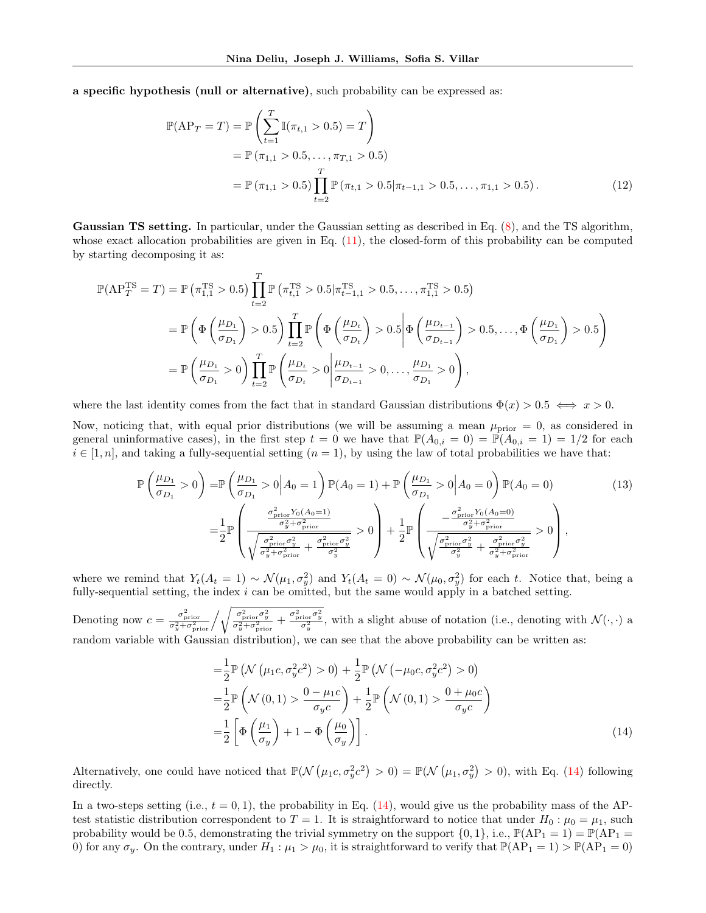**a specific hypothesis (null or alternative)**, such probability can be expressed as:

$$
\begin{aligned}
\mathbb{P}(\text{AP}_T = T) &= \mathbb{P}\left(\sum_{t=1}^{T} \mathbb{I}(\pi_{t,1} > 0.5) = T\right) \\
&= \mathbb{P}\left(\pi_{1,1} > 0.5, \ldots, \pi_{T,1} > 0.5\right) \\
&= \mathbb{P}\left(\pi_{1,1} > 0.5\right) \prod_{t=2}^{T} \mathbb{P}\left(\pi_{t,1} > 0.5 | \pi_{t-1,1} > 0.5, \ldots, \pi_{1,1} > 0.5\right). \qquad (12)
\end{aligned}
$$

**Gaussian TS setting.** In particular, under the Gaussian setting as described in Eq. (8), and the TS algorithm, whose exact allocation probabilities are given in Eq. (11), the closed-form of this probability can be computed by starting decomposing it as:

$$
\begin{aligned}
\mathbb{P}(\text{AP}_T^{\text{TS}} = T) &= \mathbb{P}\left(\pi_{1,1}^{\text{TS}} > 0.5\right) \prod_{t=2}^{T} \mathbb{P}\left(\pi_{t,1}^{\text{TS}} > 0.5 | \pi_{t-1,1}^{\text{TS}} > 0.5, \ldots, \pi_{1,1}^{\text{TS}} > 0.5\right) \\
&= \mathbb{P}\left(\Phi\left(\frac{\mu_{D_1}}{\sigma_{D_1}}\right) > 0.5\right) \prod_{t=2}^{T} \mathbb{P}\left(\Phi\left(\frac{\mu_{D_t}}{\sigma_{D_t}}\right) > 0.5 \middle| \Phi\left(\frac{\mu_{D_{t-1}}}{\sigma_{D_{t-1}}}\right) > 0.5, \ldots, \Phi\left(\frac{\mu_{D_1}}{\sigma_{D_1}}\right) > 0.5\right) \\
&= \mathbb{P}\left(\frac{\mu_{D_1}}{\sigma_{D_1}} > 0\right) \prod_{t=2}^{T} \mathbb{P}\left(\frac{\mu_{D_t}}{\sigma_{D_t}} > 0 \middle| \frac{\mu_{D_{t-1}}}{\sigma_{D_{t-1}}} > 0, \ldots, \frac{\mu_{D_1}}{\sigma_{D_1}} > 0\right),
\end{aligned}
$$

where the last identity comes from the fact that in standard Gaussian distributions $\Phi(x) > 0.5 \iff x > 0$.

Now, noticing that, with equal prior distributions (we will be assuming a mean $\mu_{\text{prior}} = 0$, as considered in general uninformative cases), in the first step $t = 0$ we have that $\mathbb{P}(A_{0,i} = 0) = \mathbb{P}(A_{0,i} = 1) = 1/2$ for each $i \in [1, n]$, and taking a fully-sequential setting ($n = 1$), by using the law of total probabilities we have that:

$$
\begin{aligned}
\mathbb{P}\left(\frac{\mu_{D_1}}{\sigma_{D_1}} > 0\right) =& \mathbb{P}\left(\frac{\mu_{D_1}}{\sigma_{D_1}} > 0 \middle| A_0 = 1\right) \mathbb{P}(A_0 = 1) + \mathbb{P}\left(\frac{\mu_{D_1}}{\sigma_{D_1}} > 0 \middle| A_0 = 0\right) \mathbb{P}(A_0 = 0) \qquad (13) \\
=& \frac{1}{2} \mathbb{P}\left(\frac{\frac{\sigma_{\text{prior}}^2 Y_0(A_0=1)}{\sigma_y^2 + \sigma_{\text{prior}}^2}}{\sqrt{\frac{\sigma_{\text{prior}}^2 \sigma_y^2}{\sigma_y^2 + \sigma_{\text{prior}}^2} + \frac{\sigma_{\text{prior}}^2 \sigma_y^2}{\sigma_y^2}}} > 0\right) + \frac{1}{2} \mathbb{P}\left(\frac{-\frac{\sigma_{\text{prior}}^2 Y_0(A_0=0)}{\sigma_y^2 + \sigma_{\text{prior}}^2}}{\sqrt{\frac{\sigma_{\text{prior}}^2 \sigma_y^2}{\sigma_y^2} + \frac{\sigma_{\text{prior}}^2 \sigma_y^2}{\sigma_y^2 + \sigma_{\text{prior}}^2}}} > 0\right),
\end{aligned}
$$

where we remind that $Y_t(A_t = 1) \sim \mathcal{N}(\mu_1, \sigma_y^2)$ and $Y_t(A_t = 0) \sim \mathcal{N}(\mu_0, \sigma_y^2)$ for each $t$. Notice that, being a fully-sequential setting, the index $i$ can be omitted, but the same would apply in a batched setting.

Denoting now $c = \frac{\sigma_{\text{prior}}^2}{\sigma_y^2 + \sigma_{\text{prior}}^2} \Big/ \sqrt{\frac{\sigma_{\text{prior}}^2 \sigma_y^2}{\sigma_y^2 + \sigma_{\text{prior}}^2} + \frac{\sigma_{\text{prior}}^2 \sigma_y^2}{\sigma_y^2}}$, with a slight abuse of notation (i.e., denoting with $\mathcal{N}(\cdot, \cdot)$ a random variable with Gaussian distribution), we can see that the above probability can be written as:

$$
\begin{aligned}
=& \frac{1}{2} \mathbb{P}\left(\mathcal{N}\left(\mu_1 c, \sigma_y^2 c^2\right) > 0\right) + \frac{1}{2} \mathbb{P}\left(\mathcal{N}\left(-\mu_0 c, \sigma_y^2 c^2\right) > 0\right) \\
=& \frac{1}{2} \mathbb{P}\left(\mathcal{N}(0, 1) > \frac{0 - \mu_1 c}{\sigma_y c}\right) + \frac{1}{2} \mathbb{P}\left(\mathcal{N}(0, 1) > \frac{0 + \mu_0 c}{\sigma_y c}\right) \\
=& \frac{1}{2}\left[\Phi\left(\frac{\mu_1}{\sigma_y}\right) + 1 - \Phi\left(\frac{\mu_0}{\sigma_y}\right)\right]. \qquad (14)
\end{aligned}
$$

Alternatively, one could have noticed that $\mathbb{P}(\mathcal{N}(\mu_1 c, \sigma_y^2 c^2) > 0) = \mathbb{P}(\mathcal{N}(\mu_1, \sigma_y^2) > 0)$, with Eq. (14) following directly.

In a two-steps setting (i.e., $t = 0, 1$), the probability in Eq. (14), would give us the probability mass of the AP-test statistic distribution correspondent to $T = 1$. It is straightforward to notice that under $H_0 : \mu_0 = \mu_1$, such probability would be 0.5, demonstrating the trivial symmetry on the support $\{0, 1\}$, i.e., $\mathbb{P}(\text{AP}_1 = 1) = \mathbb{P}(\text{AP}_1 = 0)$ for any $\sigma_y$. On the contrary, under $H_1 : \mu_1 > \mu_0$, it is straightforward to verify that $\mathbb{P}(\text{AP}_1 = 1) > \mathbb{P}(\text{AP}_1 = 0)$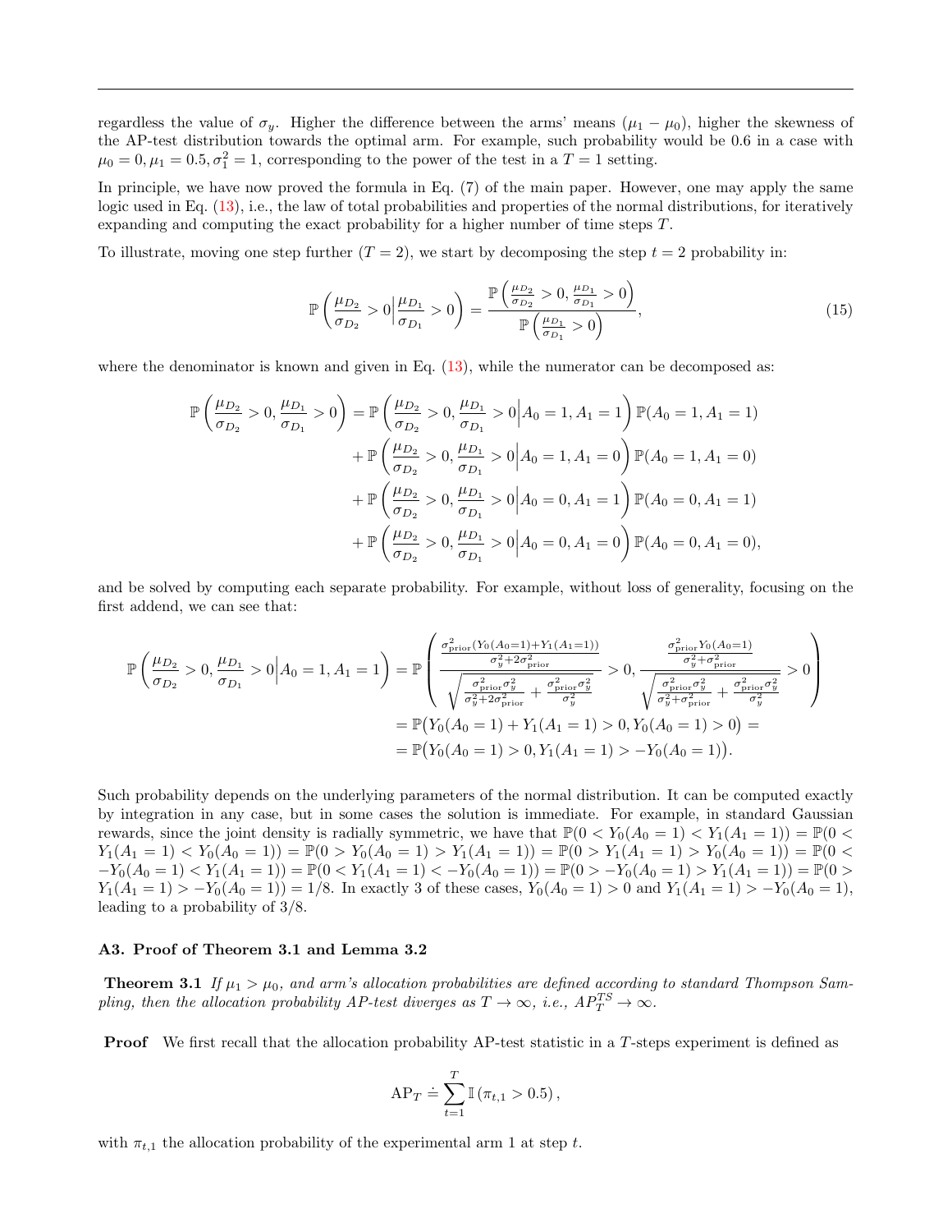regardless the value of $\sigma_y$. Higher the difference between the arms' means $(\mu_1 - \mu_0)$, higher the skewness of the AP-test distribution towards the optimal arm. For example, such probability would be 0.6 in a case with $\mu_0 = 0, \mu_1 = 0.5, \sigma_1^2 = 1$, corresponding to the power of the test in a $T = 1$ setting.

In principle, we have now proved the formula in Eq. (7) of the main paper. However, one may apply the same logic used in Eq. (13), i.e., the law of total probabilities and properties of the normal distributions, for iteratively expanding and computing the exact probability for a higher number of time steps $T$.

To illustrate, moving one step further ($T = 2$), we start by decomposing the step $t = 2$ probability in:

$$\mathbb{P}\left(\frac{\mu_{D_2}}{\sigma_{D_2}} > 0 \Big| \frac{\mu_{D_1}}{\sigma_{D_1}} > 0\right) = \frac{\mathbb{P}\left(\frac{\mu_{D_2}}{\sigma_{D_2}} > 0, \frac{\mu_{D_1}}{\sigma_{D_1}} > 0\right)}{\mathbb{P}\left(\frac{\mu_{D_1}}{\sigma_{D_1}} > 0\right)}, \tag{15}$$

where the denominator is known and given in Eq. (13), while the numerator can be decomposed as:

$$\begin{aligned}
\mathbb{P}\left(\frac{\mu_{D_2}}{\sigma_{D_2}} > 0, \frac{\mu_{D_1}}{\sigma_{D_1}} > 0\right) &= \mathbb{P}\left(\frac{\mu_{D_2}}{\sigma_{D_2}} > 0, \frac{\mu_{D_1}}{\sigma_{D_1}} > 0 \Big| A_0 = 1, A_1 = 1\right) \mathbb{P}(A_0 = 1, A_1 = 1) \\
&+ \mathbb{P}\left(\frac{\mu_{D_2}}{\sigma_{D_2}} > 0, \frac{\mu_{D_1}}{\sigma_{D_1}} > 0 \Big| A_0 = 1, A_1 = 0\right) \mathbb{P}(A_0 = 1, A_1 = 0) \\
&+ \mathbb{P}\left(\frac{\mu_{D_2}}{\sigma_{D_2}} > 0, \frac{\mu_{D_1}}{\sigma_{D_1}} > 0 \Big| A_0 = 0, A_1 = 1\right) \mathbb{P}(A_0 = 0, A_1 = 1) \\
&+ \mathbb{P}\left(\frac{\mu_{D_2}}{\sigma_{D_2}} > 0, \frac{\mu_{D_1}}{\sigma_{D_1}} > 0 \Big| A_0 = 0, A_1 = 0\right) \mathbb{P}(A_0 = 0, A_1 = 0),
\end{aligned}$$

and be solved by computing each separate probability. For example, without loss of generality, focusing on the first addend, we can see that:

$$\begin{aligned}
\mathbb{P}\left(\frac{\mu_{D_2}}{\sigma_{D_2}} > 0, \frac{\mu_{D_1}}{\sigma_{D_1}} > 0 \Big| A_0 = 1, A_1 = 1\right) &= \mathbb{P}\left(\frac{\frac{\sigma^2_{\text{prior}}(Y_0(A_0=1)+Y_1(A_1=1))}{\sigma_y^2 + 2\sigma^2_{\text{prior}}}}{\sqrt{\frac{\sigma^2_{\text{prior}}\sigma_y^2}{\sigma_y^2+2\sigma^2_{\text{prior}}} + \frac{\sigma^2_{\text{prior}}\sigma_y^2}{\sigma_y^2}}} > 0, \frac{\frac{\sigma^2_{\text{prior}}Y_0(A_0=1)}{\sigma_y^2+\sigma^2_{\text{prior}}}}{\sqrt{\frac{\sigma^2_{\text{prior}}\sigma_y^2}{\sigma_y^2+\sigma^2_{\text{prior}}} + \frac{\sigma^2_{\text{prior}}\sigma_y^2}{\sigma_y^2}}} > 0\right) \\
&= \mathbb{P}\big(Y_0(A_0 = 1) + Y_1(A_1 = 1) > 0, Y_0(A_0 = 1) > 0\big) = \\
&= \mathbb{P}\big(Y_0(A_0 = 1) > 0, Y_1(A_1 = 1) > -Y_0(A_0 = 1)\big).
\end{aligned}$$

Such probability depends on the underlying parameters of the normal distribution. It can be computed exactly by integration in any case, but in some cases the solution is immediate. For example, in standard Gaussian rewards, since the joint density is radially symmetric, we have that $\mathbb{P}(0 < Y_0(A_0 = 1) < Y_1(A_1 = 1)) = \mathbb{P}(0 < Y_1(A_1 = 1) < Y_0(A_0 = 1)) = \mathbb{P}(0 > Y_0(A_0 = 1) > Y_1(A_1 = 1)) = \mathbb{P}(0 > Y_1(A_1 = 1) > Y_0(A_0 = 1)) = \mathbb{P}(0 < -Y_0(A_0 = 1) < Y_1(A_1 = 1)) = \mathbb{P}(0 < Y_1(A_1 = 1) < -Y_0(A_0 = 1)) = \mathbb{P}(0 > -Y_0(A_0 = 1) > Y_1(A_1 = 1)) = \mathbb{P}(0 > Y_1(A_1 = 1) > -Y_0(A_0 = 1)) = 1/8$. In exactly 3 of these cases, $Y_0(A_0 = 1) > 0$ and $Y_1(A_1 = 1) > -Y_0(A_0 = 1)$, leading to a probability of 3/8.

### A3. Proof of Theorem 3.1 and Lemma 3.2

**Theorem 3.1** *If $\mu_1 > \mu_0$, and arm's allocation probabilities are defined according to standard Thompson Sampling, then the allocation probability AP-test diverges as $T \to \infty$, i.e., $AP_T^{TS} \to \infty$.*

**Proof** We first recall that the allocation probability AP-test statistic in a $T$-steps experiment is defined as

$$\text{AP}_T \doteq \sum_{t=1}^{T} \mathbb{I}\left(\pi_{t,1} > 0.5\right),$$

with $\pi_{t,1}$ the allocation probability of the experimental arm 1 at step $t$.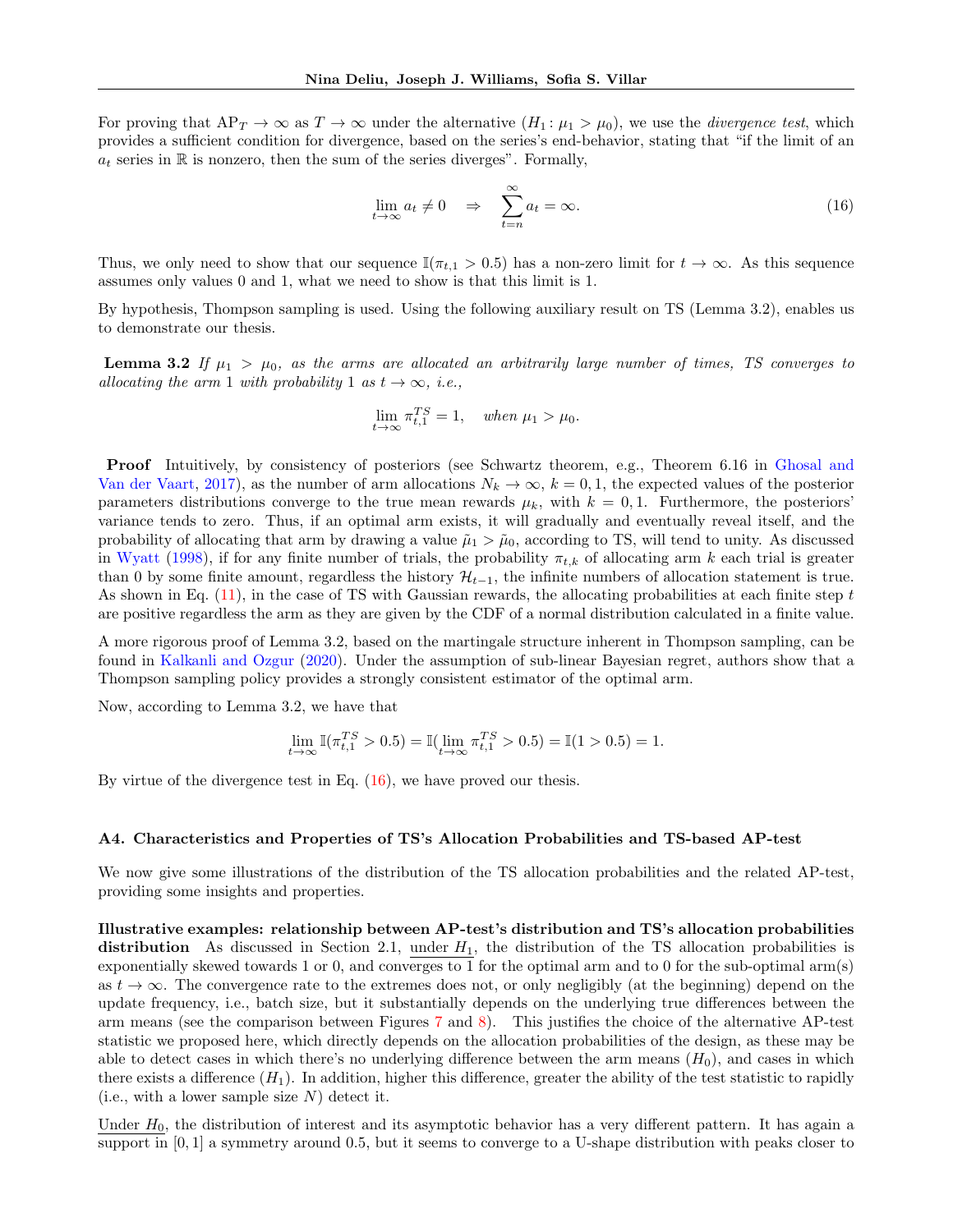For proving that $\text{AP}_T \to \infty$ as $T \to \infty$ under the alternative ($H_1 : \mu_1 > \mu_0$), we use the *divergence test*, which provides a sufficient condition for divergence, based on the series's end-behavior, stating that "if the limit of an $a_t$ series in $\mathbb{R}$ is nonzero, then the sum of the series diverges". Formally,

$$\lim_{t\to\infty} a_t \neq 0 \quad \Rightarrow \quad \sum_{t=n}^{\infty} a_t = \infty. \tag{16}$$

Thus, we only need to show that our sequence $\mathbb{I}(\pi_{t,1} > 0.5)$ has a non-zero limit for $t \to \infty$. As this sequence assumes only values 0 and 1, what we need to show is that this limit is 1.

By hypothesis, Thompson sampling is used. Using the following auxiliary result on TS (Lemma 3.2), enables us to demonstrate our thesis.

**Lemma 3.2** *If $\mu_1 > \mu_0$, as the arms are allocated an arbitrarily large number of times, TS converges to allocating the arm 1 with probability 1 as $t \to \infty$, i.e.,*

$$\lim_{t\to\infty} \pi_{t,1}^{TS} = 1, \quad \textit{when } \mu_1 > \mu_0.$$

**Proof** Intuitively, by consistency of posteriors (see Schwartz theorem, e.g., Theorem 6.16 in Ghosal and Van der Vaart, 2017), as the number of arm allocations $N_k \to \infty$, $k = 0, 1$, the expected values of the posterior parameters distributions converge to the true mean rewards $\mu_k$, with $k = 0, 1$. Furthermore, the posteriors' variance tends to zero. Thus, if an optimal arm exists, it will gradually and eventually reveal itself, and the probability of allocating that arm by drawing a value $\tilde{\mu}_1 > \tilde{\mu}_0$, according to TS, will tend to unity. As discussed in Wyatt (1998), if for any finite number of trials, the probability $\pi_{t,k}$ of allocating arm $k$ each trial is greater than 0 by some finite amount, regardless the history $\mathcal{H}_{t-1}$, the infinite numbers of allocation statement is true. As shown in Eq. (11), in the case of TS with Gaussian rewards, the allocating probabilities at each finite step $t$ are positive regardless the arm as they are given by the CDF of a normal distribution calculated in a finite value.

A more rigorous proof of Lemma 3.2, based on the martingale structure inherent in Thompson sampling, can be found in Kalkanli and Ozgur (2020). Under the assumption of sub-linear Bayesian regret, authors show that a Thompson sampling policy provides a strongly consistent estimator of the optimal arm.

Now, according to Lemma 3.2, we have that

$$\lim_{t\to\infty} \mathbb{I}(\pi_{t,1}^{TS} > 0.5) = \mathbb{I}(\lim_{t\to\infty} \pi_{t,1}^{TS} > 0.5) = \mathbb{I}(1 > 0.5) = 1.$$

By virtue of the divergence test in Eq. (16), we have proved our thesis.

### A4. Characteristics and Properties of TS's Allocation Probabilities and TS-based AP-test

We now give some illustrations of the distribution of the TS allocation probabilities and the related AP-test, providing some insights and properties.

**Illustrative examples: relationship between AP-test's distribution and TS's allocation probabilities distribution** As discussed in Section 2.1, under $H_1$, the distribution of the TS allocation probabilities is exponentially skewed towards 1 or 0, and converges to 1 for the optimal arm and to 0 for the sub-optimal arm(s) as $t \to \infty$. The convergence rate to the extremes does not, or only negligibly (at the beginning) depend on the update frequency, i.e., batch size, but it substantially depends on the underlying true differences between the arm means (see the comparison between Figures 7 and 8). This justifies the choice of the alternative AP-test statistic we proposed here, which directly depends on the allocation probabilities of the design, as these may be able to detect cases in which there's no underlying difference between the arm means ($H_0$), and cases in which there exists a difference ($H_1$). In addition, higher this difference, greater the ability of the test statistic to rapidly (i.e., with a lower sample size $N$) detect it.

Under $H_0$, the distribution of interest and its asymptotic behavior has a very different pattern. It has again a support in $[0, 1]$ a symmetry around 0.5, but it seems to converge to a U-shape distribution with peaks closer to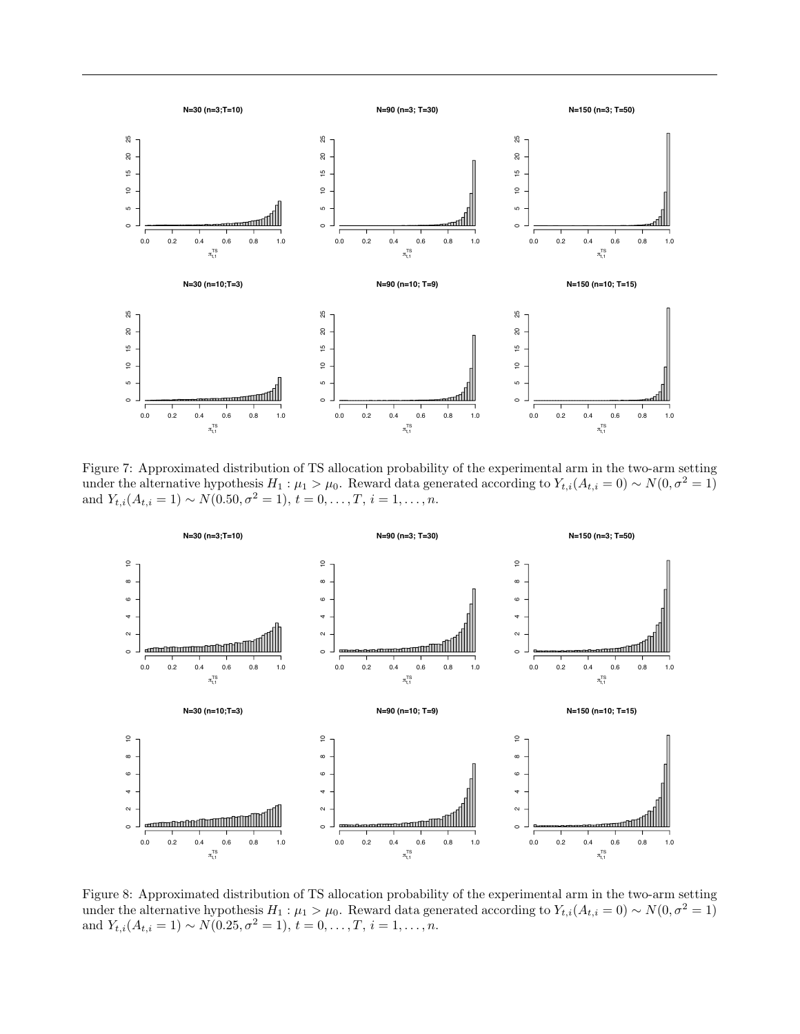Figure 7: Approximated distribution of TS allocation probability of the experimental arm in the two-arm setting under the alternative hypothesis $H_1 : \mu_1 > \mu_0$. Reward data generated according to $Y_{t,i}(A_{t,i} = 0) \sim N(0, \sigma^2 = 1)$ and $Y_{t,i}(A_{t,i} = 1) \sim N(0.50, \sigma^2 = 1)$, $t = 0, \ldots, T$, $i = 1, \ldots, n$.

Figure 8: Approximated distribution of TS allocation probability of the experimental arm in the two-arm setting under the alternative hypothesis $H_1 : \mu_1 > \mu_0$. Reward data generated according to $Y_{t,i}(A_{t,i} = 0) \sim N(0, \sigma^2 = 1)$ and $Y_{t,i}(A_{t,i} = 1) \sim N(0.25, \sigma^2 = 1)$, $t = 0, \ldots, T$, $i = 1, \ldots, n$.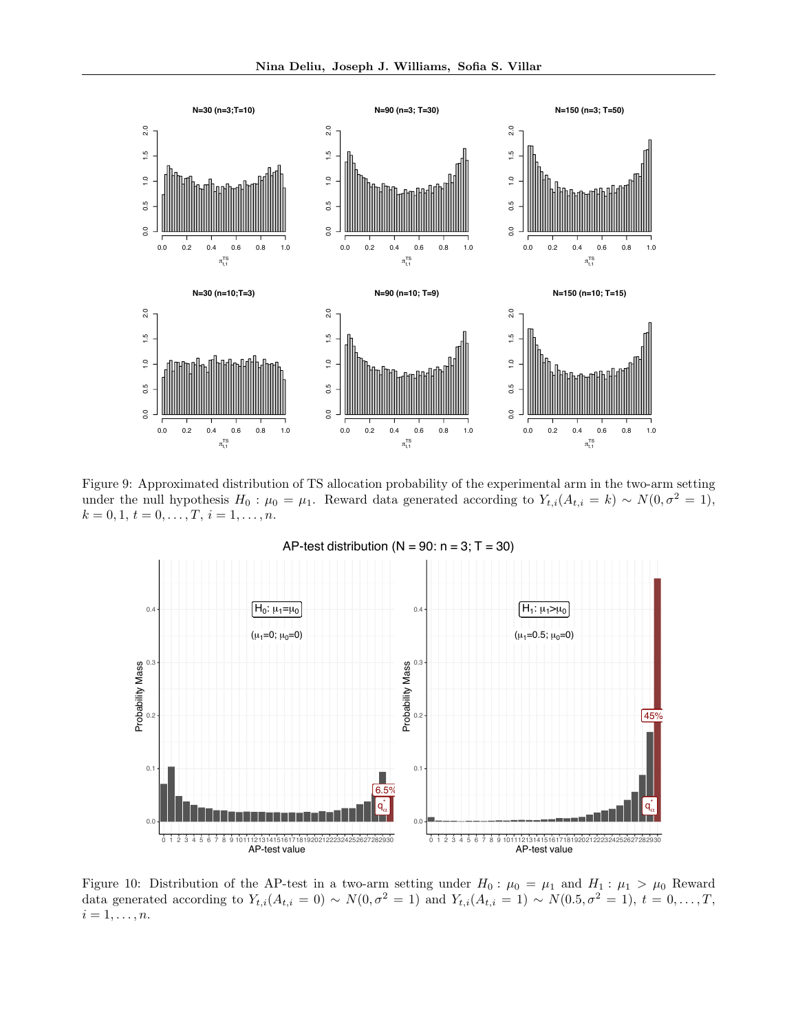Figure 9: Approximated distribution of TS allocation probability of the experimental arm in the two-arm setting under the null hypothesis $H_0 : \mu_0 = \mu_1$. Reward data generated according to $Y_{t,i}(A_{t,i} = k) \sim N(0, \sigma^2 = 1)$, $k = 0, 1$, $t = 0, \ldots, T$, $i = 1, \ldots, n$.

Figure 10: Distribution of the AP-test in a two-arm setting under $H_0 : \mu_0 = \mu_1$ and $H_1 : \mu_1 > \mu_0$ Reward data generated according to $Y_{t,i}(A_{t,i} = 0) \sim N(0, \sigma^2 = 1)$ and $Y_{t,i}(A_{t,i} = 1) \sim N(0.5, \sigma^2 = 1)$, $t = 0, \ldots, T$, $i = 1, \ldots, n$.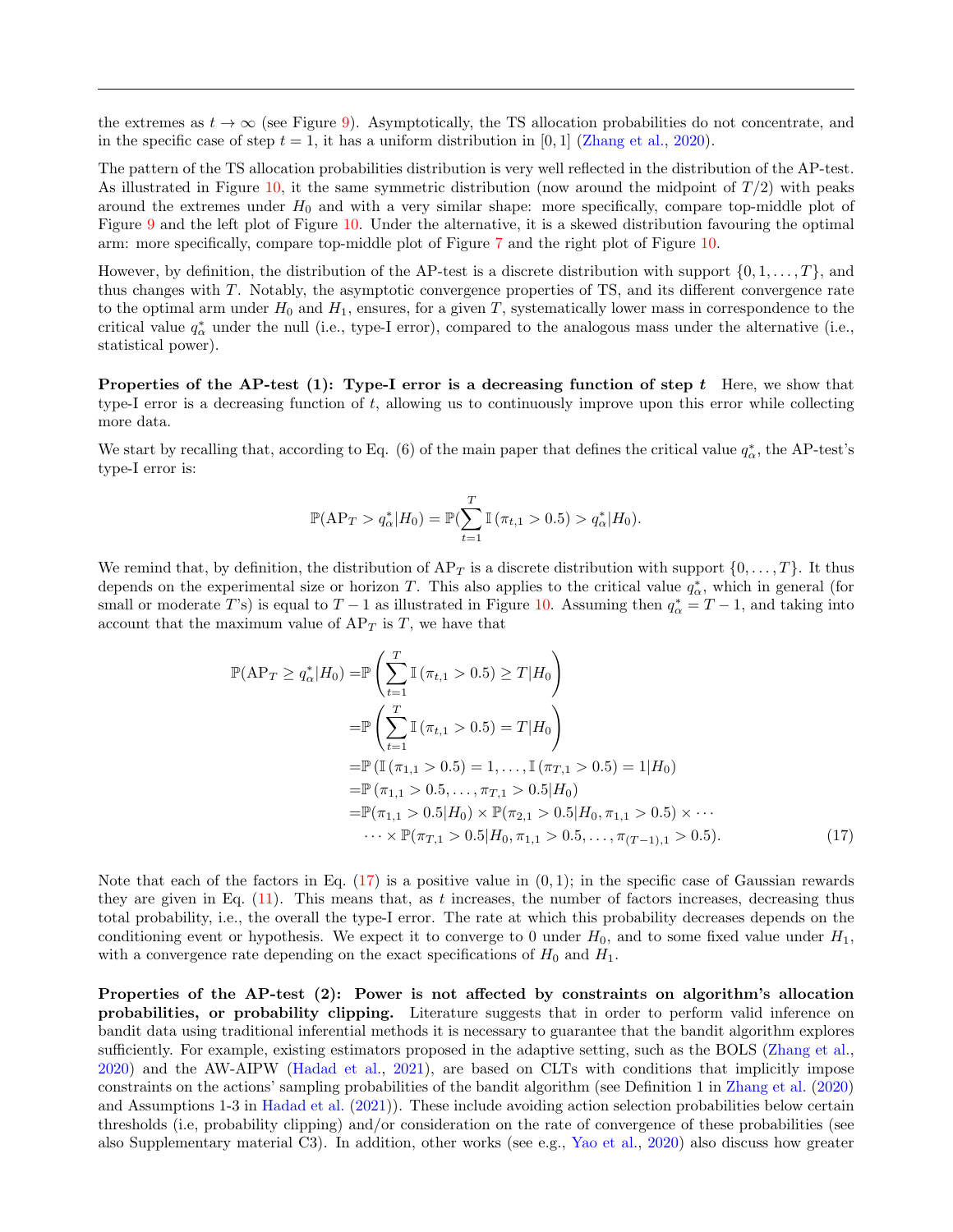the extremes as $t \to \infty$ (see Figure 9). Asymptotically, the TS allocation probabilities do not concentrate, and in the specific case of step $t = 1$, it has a uniform distribution in $[0, 1]$ (Zhang et al., 2020).

The pattern of the TS allocation probabilities distribution is very well reflected in the distribution of the AP-test. As illustrated in Figure 10, it the same symmetric distribution (now around the midpoint of $T/2$) with peaks around the extremes under $H_0$ and with a very similar shape: more specifically, compare top-middle plot of Figure 9 and the left plot of Figure 10. Under the alternative, it is a skewed distribution favouring the optimal arm: more specifically, compare top-middle plot of Figure 7 and the right plot of Figure 10.

However, by definition, the distribution of the AP-test is a discrete distribution with support $\{0, 1, \ldots, T\}$, and thus changes with $T$. Notably, the asymptotic convergence properties of TS, and its different convergence rate to the optimal arm under $H_0$ and $H_1$, ensures, for a given $T$, systematically lower mass in correspondence to the critical value $q^*_\alpha$ under the null (i.e., type-I error), compared to the analogous mass under the alternative (i.e., statistical power).

**Properties of the AP-test (1): Type-I error is a decreasing function of step $t$** Here, we show that type-I error is a decreasing function of $t$, allowing us to continuously improve upon this error while collecting more data.

We start by recalling that, according to Eq. (6) of the main paper that defines the critical value $q^*_\alpha$, the AP-test's type-I error is:

$$\mathbb{P}(\text{AP}_T > q^*_\alpha | H_0) = \mathbb{P}(\sum_{t=1}^{T} \mathbb{I}(\pi_{t,1} > 0.5) > q^*_\alpha | H_0).$$

We remind that, by definition, the distribution of $\text{AP}_T$ is a discrete distribution with support $\{0, \ldots, T\}$. It thus depends on the experimental size or horizon $T$. This also applies to the critical value $q^*_\alpha$, which in general (for small or moderate $T$'s) is equal to $T - 1$ as illustrated in Figure 10. Assuming then $q^*_\alpha = T - 1$, and taking into account that the maximum value of $\text{AP}_T$ is $T$, we have that

$$\begin{aligned}
\mathbb{P}(\text{AP}_T \geq q^*_\alpha | H_0) =& \mathbb{P}\left(\sum_{t=1}^{T} \mathbb{I}(\pi_{t,1} > 0.5) \geq T | H_0\right) \\
=& \mathbb{P}\left(\sum_{t=1}^{T} \mathbb{I}(\pi_{t,1} > 0.5) = T | H_0\right) \\
=& \mathbb{P}\left(\mathbb{I}(\pi_{1,1} > 0.5) = 1, \ldots, \mathbb{I}(\pi_{T,1} > 0.5) = 1 | H_0\right) \\
=& \mathbb{P}\left(\pi_{1,1} > 0.5, \ldots, \pi_{T,1} > 0.5 | H_0\right) \\
=& \mathbb{P}(\pi_{1,1} > 0.5 | H_0) \times \mathbb{P}(\pi_{2,1} > 0.5 | H_0, \pi_{1,1} > 0.5) \times \cdots \\
& \cdots \times \mathbb{P}(\pi_{T,1} > 0.5 | H_0, \pi_{1,1} > 0.5, \ldots, \pi_{(T-1),1} > 0.5).
\end{aligned} \tag{17}$$

Note that each of the factors in Eq. (17) is a positive value in $(0, 1)$; in the specific case of Gaussian rewards they are given in Eq. (11). This means that, as $t$ increases, the number of factors increases, decreasing thus total probability, i.e., the overall the type-I error. The rate at which this probability decreases depends on the conditioning event or hypothesis. We expect it to converge to 0 under $H_0$, and to some fixed value under $H_1$, with a convergence rate depending on the exact specifications of $H_0$ and $H_1$.

**Properties of the AP-test (2): Power is not affected by constraints on algorithm's allocation probabilities, or probability clipping.** Literature suggests that in order to perform valid inference on bandit data using traditional inferential methods it is necessary to guarantee that the bandit algorithm explores sufficiently. For example, existing estimators proposed in the adaptive setting, such as the BOLS (Zhang et al., 2020) and the AW-AIPW (Hadad et al., 2021), are based on CLTs with conditions that implicitly impose constraints on the actions' sampling probabilities of the bandit algorithm (see Definition 1 in Zhang et al. (2020) and Assumptions 1-3 in Hadad et al. (2021)). These include avoiding action selection probabilities below certain thresholds (i.e, probability clipping) and/or consideration on the rate of convergence of these probabilities (see also Supplementary material C3). In addition, other works (see e.g., Yao et al., 2020) also discuss how greater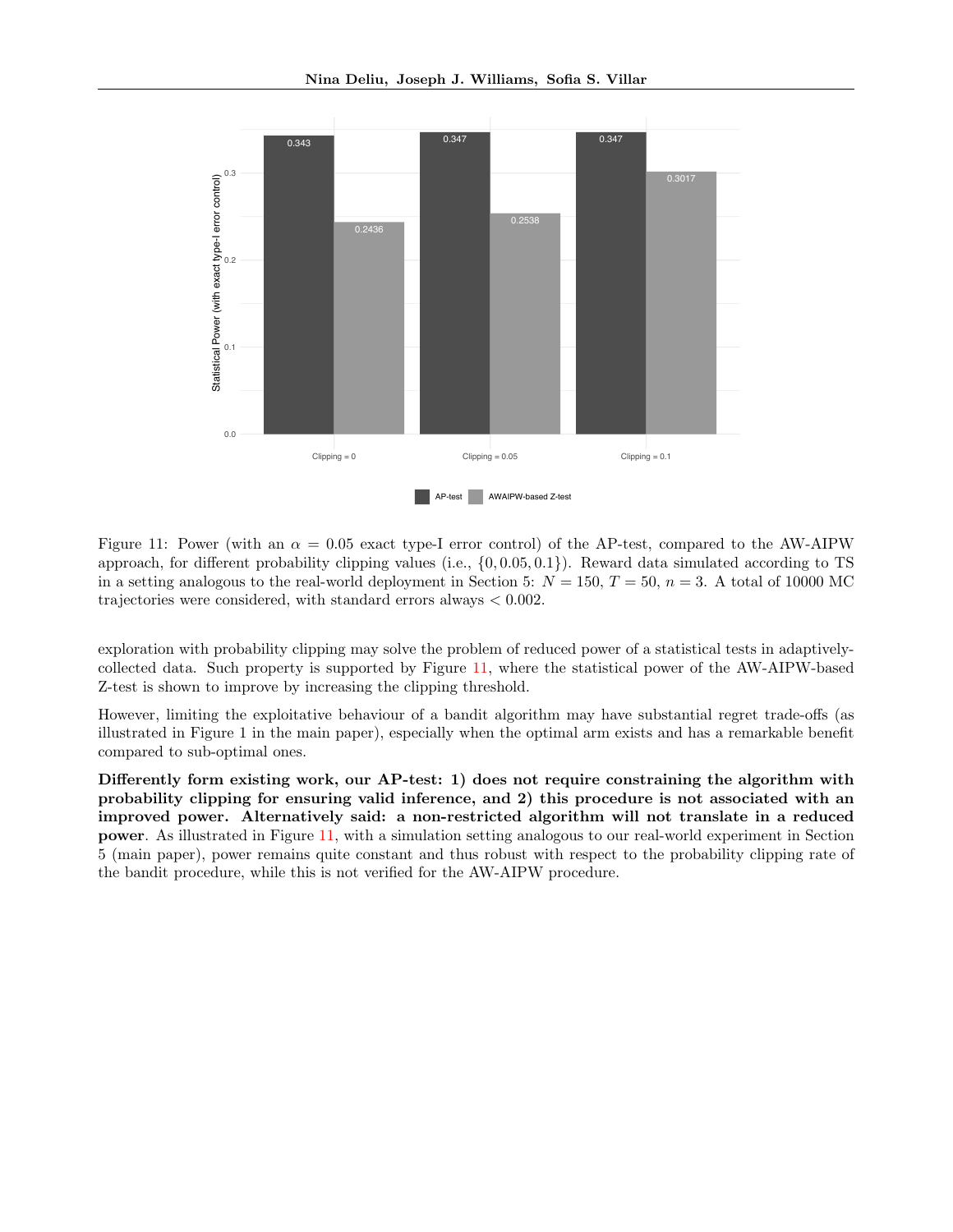Figure 11: Power (with an $\alpha = 0.05$ exact type-I error control) of the AP-test, compared to the AW-AIPW approach, for different probability clipping values (i.e., $\{0, 0.05, 0.1\}$). Reward data simulated according to TS in a setting analogous to the real-world deployment in Section 5: $N = 150$, $T = 50$, $n = 3$. A total of 10000 MC trajectories were considered, with standard errors always $< 0.002$.

exploration with probability clipping may solve the problem of reduced power of a statistical tests in adaptively-collected data. Such property is supported by Figure 11, where the statistical power of the AW-AIPW-based Z-test is shown to improve by increasing the clipping threshold.

However, limiting the exploitative behaviour of a bandit algorithm may have substantial regret trade-offs (as illustrated in Figure 1 in the main paper), especially when the optimal arm exists and has a remarkable benefit compared to sub-optimal ones.

**Differently form existing work, our AP-test: 1) does not require constraining the algorithm with probability clipping for ensuring valid inference, and 2) this procedure is not associated with an improved power. Alternatively said: a non-restricted algorithm will not translate in a reduced power**. As illustrated in Figure 11, with a simulation setting analogous to our real-world experiment in Section 5 (main paper), power remains quite constant and thus robust with respect to the probability clipping rate of the bandit procedure, while this is not verified for the AW-AIPW procedure.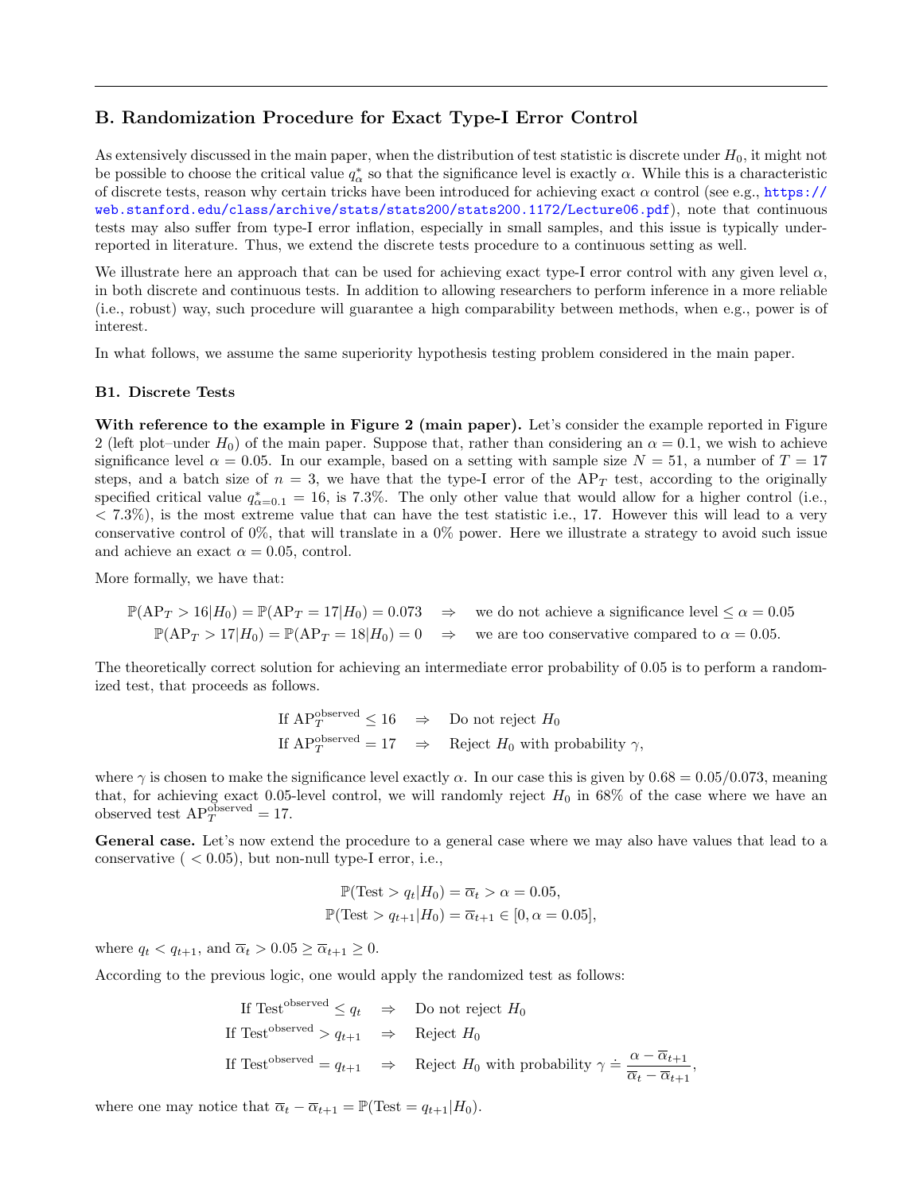## B. Randomization Procedure for Exact Type-I Error Control

As extensively discussed in the main paper, when the distribution of test statistic is discrete under $H_0$, it might not be possible to choose the critical value $q^*_\alpha$ so that the significance level is exactly $\alpha$. While this is a characteristic of discrete tests, reason why certain tricks have been introduced for achieving exact $\alpha$ control (see e.g., https://web.stanford.edu/class/archive/stats/stats200/stats200.1172/Lecture06.pdf), note that continuous tests may also suffer from type-I error inflation, especially in small samples, and this issue is typically under-reported in literature. Thus, we extend the discrete tests procedure to a continuous setting as well.

We illustrate here an approach that can be used for achieving exact type-I error control with any given level $\alpha$, in both discrete and continuous tests. In addition to allowing researchers to perform inference in a more reliable (i.e., robust) way, such procedure will guarantee a high comparability between methods, when e.g., power is of interest.

In what follows, we assume the same superiority hypothesis testing problem considered in the main paper.

### B1. Discrete Tests

**With reference to the example in Figure 2 (main paper).** Let's consider the example reported in Figure 2 (left plot–under $H_0$) of the main paper. Suppose that, rather than considering an $\alpha = 0.1$, we wish to achieve significance level $\alpha = 0.05$. In our example, based on a setting with sample size $N = 51$, a number of $T = 17$ steps, and a batch size of $n = 3$, we have that the type-I error of the $\text{AP}_T$ test, according to the originally specified critical value $q^*_{\alpha=0.1} = 16$, is 7.3%. The only other value that would allow for a higher control (i.e., $< 7.3\%$), is the most extreme value that can have the test statistic i.e., 17. However this will lead to a very conservative control of 0%, that will translate in a 0% power. Here we illustrate a strategy to avoid such issue and achieve an exact $\alpha = 0.05$, control.

More formally, we have that:

$$\mathbb{P}(\text{AP}_T > 16|H_0) = \mathbb{P}(\text{AP}_T = 17|H_0) = 0.073 \quad \Rightarrow \quad \text{we do not achieve a significance level} \leq \alpha = 0.05$$
$$\mathbb{P}(\text{AP}_T > 17|H_0) = \mathbb{P}(\text{AP}_T = 18|H_0) = 0 \quad \Rightarrow \quad \text{we are too conservative compared to } \alpha = 0.05.$$

The theoretically correct solution for achieving an intermediate error probability of 0.05 is to perform a randomized test, that proceeds as follows.

$$\text{If } \text{AP}_T^{\text{observed}} \leq 16 \quad \Rightarrow \quad \text{Do not reject } H_0$$
$$\text{If } \text{AP}_T^{\text{observed}} = 17 \quad \Rightarrow \quad \text{Reject } H_0 \text{ with probability } \gamma,$$

where $\gamma$ is chosen to make the significance level exactly $\alpha$. In our case this is given by $0.68 = 0.05/0.073$, meaning that, for achieving exact 0.05-level control, we will randomly reject $H_0$ in 68% of the case where we have an observed test $\text{AP}_T^{\text{observed}} = 17$.

**General case.** Let's now extend the procedure to a general case where we may also have values that lead to a conservative ( $< 0.05$), but non-null type-I error, i.e.,

$$\mathbb{P}(\text{Test} > q_t|H_0) = \overline{\alpha}_t > \alpha = 0.05,$$
$$\mathbb{P}(\text{Test} > q_{t+1}|H_0) = \overline{\alpha}_{t+1} \in [0, \alpha = 0.05],$$

where $q_t < q_{t+1}$, and $\overline{\alpha}_t > 0.05 \geq \overline{\alpha}_{t+1} \geq 0$.

According to the previous logic, one would apply the randomized test as follows:

$$\text{If Test}^{\text{observed}} \leq q_t \quad \Rightarrow \quad \text{Do not reject } H_0$$
$$\text{If Test}^{\text{observed}} > q_{t+1} \quad \Rightarrow \quad \text{Reject } H_0$$
$$\text{If Test}^{\text{observed}} = q_{t+1} \quad \Rightarrow \quad \text{Reject } H_0 \text{ with probability } \gamma \doteq \frac{\alpha - \overline{\alpha}_{t+1}}{\overline{\alpha}_t - \overline{\alpha}_{t+1}},$$

where one may notice that $\overline{\alpha}_t - \overline{\alpha}_{t+1} = \mathbb{P}(\text{Test} = q_{t+1}|H_0)$.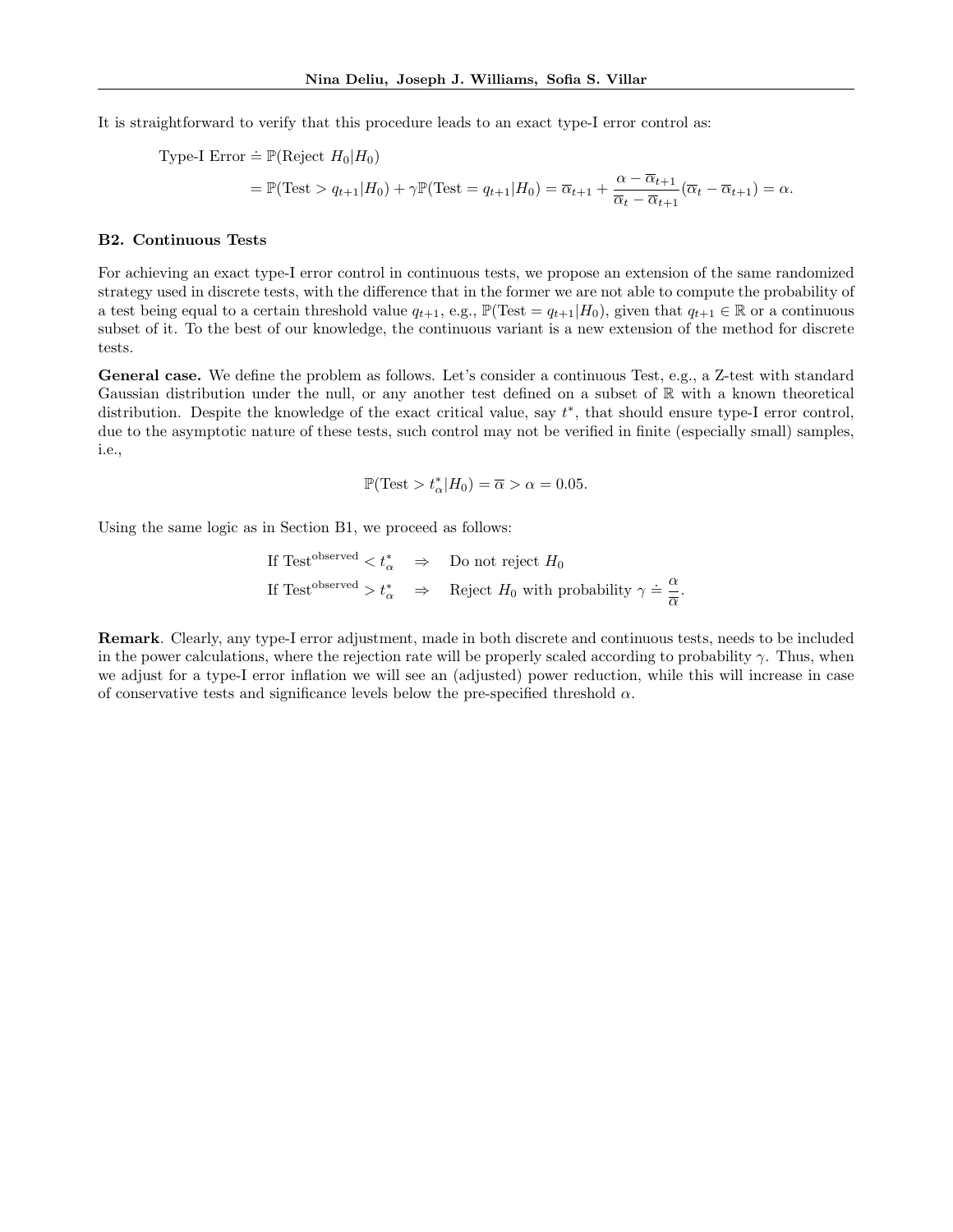It is straightforward to verify that this procedure leads to an exact type-I error control as:

$$
\begin{aligned}
\text{Type-I Error} &\doteq \mathbb{P}(\text{Reject } H_0 | H_0) \\
&= \mathbb{P}(\text{Test} > q_{t+1} | H_0) + \gamma \mathbb{P}(\text{Test} = q_{t+1} | H_0) = \overline{\alpha}_{t+1} + \frac{\alpha - \overline{\alpha}_{t+1}}{\overline{\alpha}_t - \overline{\alpha}_{t+1}} (\overline{\alpha}_t - \overline{\alpha}_{t+1}) = \alpha.
\end{aligned}
$$

### B2. Continuous Tests

For achieving an exact type-I error control in continuous tests, we propose an extension of the same randomized strategy used in discrete tests, with the difference that in the former we are not able to compute the probability of a test being equal to a certain threshold value $q_{t+1}$, e.g., $\mathbb{P}(\text{Test} = q_{t+1} | H_0)$, given that $q_{t+1} \in \mathbb{R}$ or a continuous subset of it. To the best of our knowledge, the continuous variant is a new extension of the method for discrete tests.

**General case.** We define the problem as follows. Let's consider a continuous Test, e.g., a Z-test with standard Gaussian distribution under the null, or any another test defined on a subset of $\mathbb{R}$ with a known theoretical distribution. Despite the knowledge of the exact critical value, say $t^*$, that should ensure type-I error control, due to the asymptotic nature of these tests, such control may not be verified in finite (especially small) samples, i.e.,

$$
\mathbb{P}(\text{Test} > t^*_\alpha | H_0) = \overline{\alpha} > \alpha = 0.05.
$$

Using the same logic as in Section B1, we proceed as follows:

$$
\begin{aligned}
&\text{If Test}^{\text{observed}} < t^*_\alpha \quad \Rightarrow \quad \text{Do not reject } H_0 \\
&\text{If Test}^{\text{observed}} > t^*_\alpha \quad \Rightarrow \quad \text{Reject } H_0 \text{ with probability } \gamma \doteq \frac{\alpha}{\overline{\alpha}}.
\end{aligned}
$$

**Remark**. Clearly, any type-I error adjustment, made in both discrete and continuous tests, needs to be included in the power calculations, where the rejection rate will be properly scaled according to probability $\gamma$. Thus, when we adjust for a type-I error inflation we will see an (adjusted) power reduction, while this will increase in case of conservative tests and significance levels below the pre-specified threshold $\alpha$.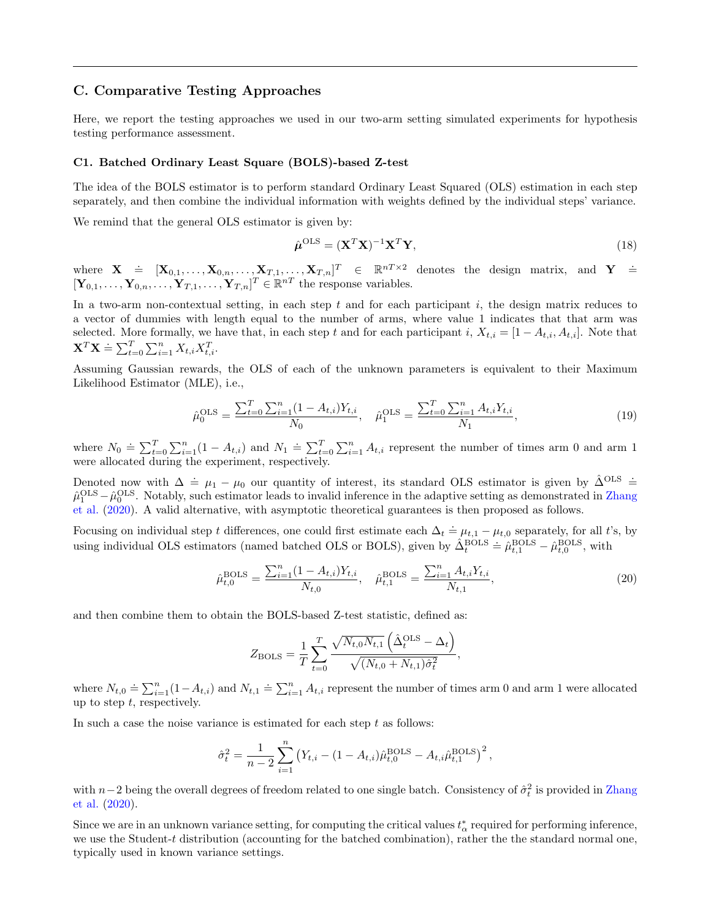## C. Comparative Testing Approaches

Here, we report the testing approaches we used in our two-arm setting simulated experiments for hypothesis testing performance assessment.

### C1. Batched Ordinary Least Square (BOLS)-based Z-test

The idea of the BOLS estimator is to perform standard Ordinary Least Squared (OLS) estimation in each step separately, and then combine the individual information with weights defined by the individual steps' variance.

We remind that the general OLS estimator is given by:

$$\hat{\boldsymbol{\mu}}^{\text{OLS}} = (\mathbf{X}^T\mathbf{X})^{-1}\mathbf{X}^T\mathbf{Y}, \tag{18}$$

where $\mathbf{X} \doteq [\mathbf{X}_{0,1}, \ldots, \mathbf{X}_{0,n}, \ldots, \mathbf{X}_{T,1}, \ldots, \mathbf{X}_{T,n}]^T \in \mathbb{R}^{nT\times 2}$ denotes the design matrix, and $\mathbf{Y} \doteq [\mathbf{Y}_{0,1}, \ldots, \mathbf{Y}_{0,n}, \ldots, \mathbf{Y}_{T,1}, \ldots, \mathbf{Y}_{T,n}]^T \in \mathbb{R}^{nT}$ the response variables.

In a two-arm non-contextual setting, in each step $t$ and for each participant $i$, the design matrix reduces to a vector of dummies with length equal to the number of arms, where value 1 indicates that that arm was selected. More formally, we have that, in each step $t$ and for each participant $i$, $X_{t,i} = [1 - A_{t,i}, A_{t,i}]$. Note that $\mathbf{X}^T\mathbf{X} \doteq \sum_{t=0}^{T}\sum_{i=1}^{n} X_{t,i}X_{t,i}^T$.

Assuming Gaussian rewards, the OLS of each of the unknown parameters is equivalent to their Maximum Likelihood Estimator (MLE), i.e.,

$$\hat{\mu}_0^{\text{OLS}} = \frac{\sum_{t=0}^{T}\sum_{i=1}^{n}(1 - A_{t,i})Y_{t,i}}{N_0}, \quad \hat{\mu}_1^{\text{OLS}} = \frac{\sum_{t=0}^{T}\sum_{i=1}^{n} A_{t,i}Y_{t,i}}{N_1}, \tag{19}$$

where $N_0 \doteq \sum_{t=0}^{T}\sum_{i=1}^{n}(1 - A_{t,i})$ and $N_1 \doteq \sum_{t=0}^{T}\sum_{i=1}^{n} A_{t,i}$ represent the number of times arm 0 and arm 1 were allocated during the experiment, respectively.

Denoted now with $\Delta \doteq \mu_1 - \mu_0$ our quantity of interest, its standard OLS estimator is given by $\hat{\Delta}^{\text{OLS}} \doteq \hat{\mu}_1^{\text{OLS}} - \hat{\mu}_0^{\text{OLS}}$. Notably, such estimator leads to invalid inference in the adaptive setting as demonstrated in Zhang et al. (2020). A valid alternative, with asymptotic theoretical guarantees is then proposed as follows.

Focusing on individual step $t$ differences, one could first estimate each $\Delta_t \doteq \mu_{t,1} - \mu_{t,0}$ separately, for all $t$'s, by using individual OLS estimators (named batched OLS or BOLS), given by $\hat{\Delta}_t^{\text{BOLS}} \doteq \hat{\mu}_{t,1}^{\text{BOLS}} - \hat{\mu}_{t,0}^{\text{BOLS}}$, with

$$\hat{\mu}_{t,0}^{\text{BOLS}} = \frac{\sum_{i=1}^{n}(1 - A_{t,i})Y_{t,i}}{N_{t,0}}, \quad \hat{\mu}_{t,1}^{\text{BOLS}} = \frac{\sum_{i=1}^{n} A_{t,i}Y_{t,i}}{N_{t,1}}, \tag{20}$$

and then combine them to obtain the BOLS-based Z-test statistic, defined as:

$$Z_{\text{BOLS}} = \frac{1}{T}\sum_{t=0}^{T} \frac{\sqrt{N_{t,0}N_{t,1}}\left(\hat{\Delta}_t^{\text{OLS}} - \Delta_t\right)}{\sqrt{(N_{t,0} + N_{t,1})\hat{\sigma}_t^2}},$$

where $N_{t,0} \doteq \sum_{i=1}^{n}(1 - A_{t,i})$ and $N_{t,1} \doteq \sum_{i=1}^{n} A_{t,i}$ represent the number of times arm 0 and arm 1 were allocated up to step $t$, respectively.

In such a case the noise variance is estimated for each step $t$ as follows:

$$\hat{\sigma}_t^2 = \frac{1}{n-2}\sum_{i=1}^{n}\left(Y_{t,i} - (1 - A_{t,i})\hat{\mu}_{t,0}^{\text{BOLS}} - A_{t,i}\hat{\mu}_{t,1}^{\text{BOLS}}\right)^2,$$

with $n-2$ being the overall degrees of freedom related to one single batch. Consistency of $\hat{\sigma}_t^2$ is provided in Zhang et al. (2020).

Since we are in an unknown variance setting, for computing the critical values $t_\alpha^*$ required for performing inference, we use the Student-$t$ distribution (accounting for the batched combination), rather the the standard normal one, typically used in known variance settings.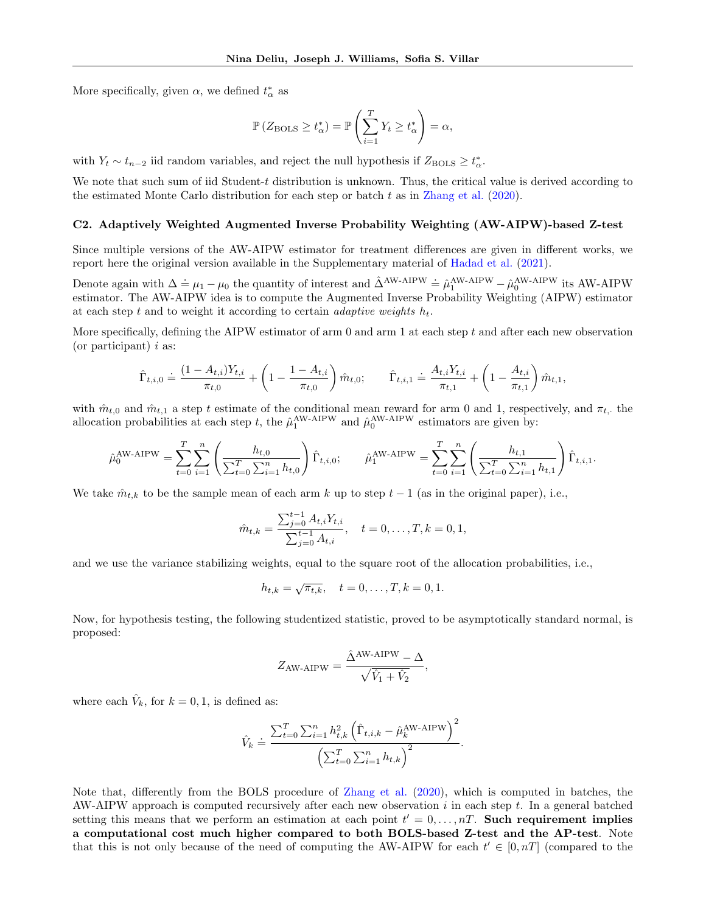More specifically, given $\alpha$, we defined $t^*_\alpha$ as

$$\mathbb{P}\left(Z_{\text{BOLS}} \geq t^*_\alpha\right) = \mathbb{P}\left(\sum_{i=1}^{T} Y_t \geq t^*_\alpha\right) = \alpha,$$

with $Y_t \sim t_{n-2}$ iid random variables, and reject the null hypothesis if $Z_{\text{BOLS}} \geq t^*_\alpha$.

We note that such sum of iid Student-$t$ distribution is unknown. Thus, the critical value is derived according to the estimated Monte Carlo distribution for each step or batch $t$ as in Zhang et al. (2020).

### C2. Adaptively Weighted Augmented Inverse Probability Weighting (AW-AIPW)-based Z-test

Since multiple versions of the AW-AIPW estimator for treatment differences are given in different works, we report here the original version available in the Supplementary material of Hadad et al. (2021).

Denote again with $\Delta \doteq \mu_1 - \mu_0$ the quantity of interest and $\hat{\Delta}^{\text{AW-AIPW}} \doteq \hat{\mu}_1^{\text{AW-AIPW}} - \hat{\mu}_0^{\text{AW-AIPW}}$ its AW-AIPW estimator. The AW-AIPW idea is to compute the Augmented Inverse Probability Weighting (AIPW) estimator at each step $t$ and to weight it according to certain *adaptive weights* $h_t$.

More specifically, defining the AIPW estimator of arm 0 and arm 1 at each step $t$ and after each new observation (or participant) $i$ as:

$$\hat{\Gamma}_{t,i,0} \doteq \frac{(1-A_{t,i})Y_{t,i}}{\pi_{t,0}} + \left(1 - \frac{1-A_{t,i}}{\pi_{t,0}}\right)\hat{m}_{t,0}; \qquad \hat{\Gamma}_{t,i,1} \doteq \frac{A_{t,i}Y_{t,i}}{\pi_{t,1}} + \left(1 - \frac{A_{t,i}}{\pi_{t,1}}\right)\hat{m}_{t,1},$$

with $\hat{m}_{t,0}$ and $\hat{m}_{t,1}$ a step $t$ estimate of the conditional mean reward for arm 0 and 1, respectively, and $\pi_{t,\cdot}$ the allocation probabilities at each step $t$, the $\hat{\mu}_1^{\text{AW-AIPW}}$ and $\hat{\mu}_0^{\text{AW-AIPW}}$ estimators are given by:

$$\hat{\mu}_0^{\text{AW-AIPW}} = \sum_{t=0}^{T}\sum_{i=1}^{n}\left(\frac{h_{t,0}}{\sum_{t=0}^{T}\sum_{i=1}^{n} h_{t,0}}\right)\hat{\Gamma}_{t,i,0}; \qquad \hat{\mu}_1^{\text{AW-AIPW}} = \sum_{t=0}^{T}\sum_{i=1}^{n}\left(\frac{h_{t,1}}{\sum_{t=0}^{T}\sum_{i=1}^{n} h_{t,1}}\right)\hat{\Gamma}_{t,i,1}.$$

We take $\hat{m}_{t,k}$ to be the sample mean of each arm $k$ up to step $t-1$ (as in the original paper), i.e.,

$$\hat{m}_{t,k} = \frac{\sum_{j=0}^{t-1} A_{t,i}Y_{t,i}}{\sum_{j=0}^{t-1} A_{t,i}}, \quad t = 0, \ldots, T, k = 0, 1,$$

and we use the variance stabilizing weights, equal to the square root of the allocation probabilities, i.e.,

$$h_{t,k} = \sqrt{\pi_{t,k}}, \quad t = 0, \ldots, T, k = 0, 1.$$

Now, for hypothesis testing, the following studentized statistic, proved to be asymptotically standard normal, is proposed:

$$Z_{\text{AW-AIPW}} = \frac{\hat{\Delta}^{\text{AW-AIPW}} - \Delta}{\sqrt{\hat{V}_1 + \hat{V}_2}},$$

where each $\hat{V}_k$, for $k = 0, 1$, is defined as:

$$\hat{V}_k \doteq \frac{\sum_{t=0}^{T}\sum_{i=1}^{n} h_{t,k}^2\left(\hat{\Gamma}_{t,i,k} - \hat{\mu}_k^{\text{AW-AIPW}}\right)^2}{\left(\sum_{t=0}^{T}\sum_{i=1}^{n} h_{t,k}\right)^2}.$$

Note that, differently from the BOLS procedure of Zhang et al. (2020), which is computed in batches, the AW-AIPW approach is computed recursively after each new observation $i$ in each step $t$. In a general batched setting this means that we perform an estimation at each point $t' = 0, \ldots, nT$. **Such requirement implies a computational cost much higher compared to both BOLS-based Z-test and the AP-test**. Note that this is not only because of the need of computing the AW-AIPW for each $t' \in [0, nT]$ (compared to the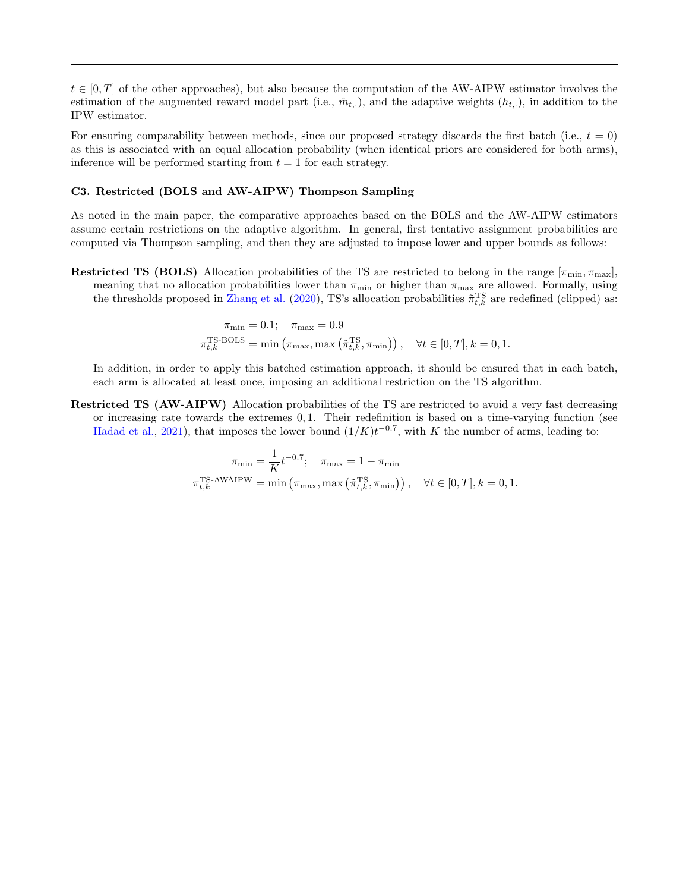$t \in [0, T]$ of the other approaches), but also because the computation of the AW-AIPW estimator involves the estimation of the augmented reward model part (i.e., $\hat{m}_{t,\cdot}$), and the adaptive weights ($h_{t,\cdot}$), in addition to the IPW estimator.

For ensuring comparability between methods, since our proposed strategy discards the first batch (i.e., $t = 0$) as this is associated with an equal allocation probability (when identical priors are considered for both arms), inference will be performed starting from $t = 1$ for each strategy.

### C3. Restricted (BOLS and AW-AIPW) Thompson Sampling

As noted in the main paper, the comparative approaches based on the BOLS and the AW-AIPW estimators assume certain restrictions on the adaptive algorithm. In general, first tentative assignment probabilities are computed via Thompson sampling, and then they are adjusted to impose lower and upper bounds as follows:

**Restricted TS (BOLS)** Allocation probabilities of the TS are restricted to belong in the range $[\pi_{\min}, \pi_{\max}]$, meaning that no allocation probabilities lower than $\pi_{\min}$ or higher than $\pi_{\max}$ are allowed. Formally, using the thresholds proposed in Zhang et al. (2020), TS's allocation probabilities $\tilde{\pi}^{\text{TS}}_{t,k}$ are redefined (clipped) as:

$$
\begin{aligned}
\pi_{\min} &= 0.1; \quad \pi_{\max} = 0.9 \\
\pi^{\text{TS-BOLS}}_{t,k} &= \min\left(\pi_{\max}, \max\left(\tilde{\pi}^{\text{TS}}_{t,k}, \pi_{\min}\right)\right), \quad \forall t \in [0, T], k = 0, 1.
\end{aligned}
$$

In addition, in order to apply this batched estimation approach, it should be ensured that in each batch, each arm is allocated at least once, imposing an additional restriction on the TS algorithm.

**Restricted TS (AW-AIPW)** Allocation probabilities of the TS are restricted to avoid a very fast decreasing or increasing rate towards the extremes $0, 1$. Their redefinition is based on a time-varying function (see Hadad et al., 2021), that imposes the lower bound $(1/K)t^{-0.7}$, with $K$ the number of arms, leading to:

$$
\begin{aligned}
\pi_{\min} &= \frac{1}{K} t^{-0.7}; \quad \pi_{\max} = 1 - \pi_{\min} \\
\pi^{\text{TS-AWAIPW}}_{t,k} &= \min\left(\pi_{\max}, \max\left(\tilde{\pi}^{\text{TS}}_{t,k}, \pi_{\min}\right)\right), \quad \forall t \in [0, T], k = 0, 1.
\end{aligned}
$$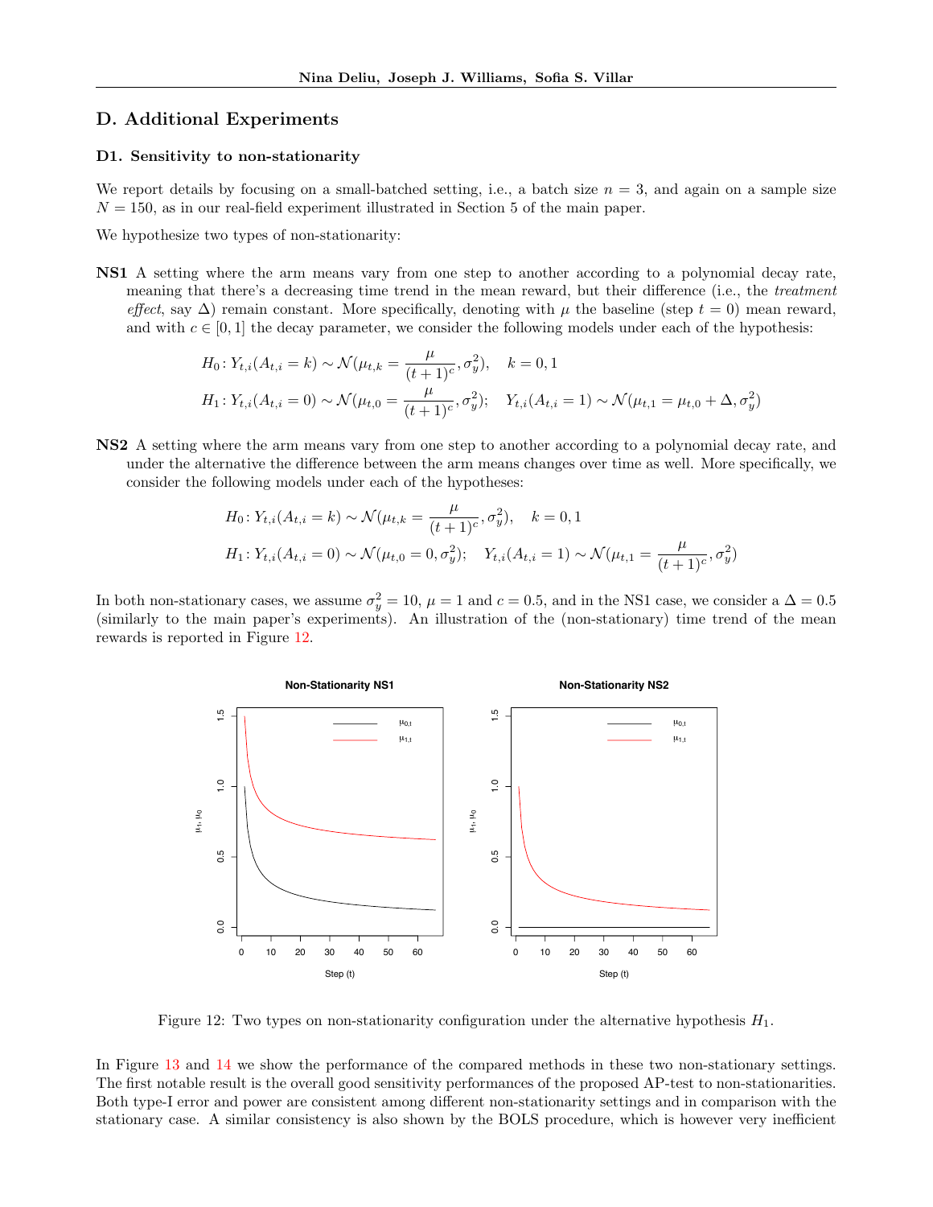## D. Additional Experiments

### D1. Sensitivity to non-stationarity

We report details by focusing on a small-batched setting, i.e., a batch size $n = 3$, and again on a sample size $N = 150$, as in our real-field experiment illustrated in Section 5 of the main paper.

We hypothesize two types of non-stationarity:

**NS1** A setting where the arm means vary from one step to another according to a polynomial decay rate, meaning that there's a decreasing time trend in the mean reward, but their difference (i.e., the *treatment effect*, say $\Delta$) remain constant. More specifically, denoting with $\mu$ the baseline (step $t = 0$) mean reward, and with $c \in [0, 1]$ the decay parameter, we consider the following models under each of the hypothesis:

$$H_0 \colon Y_{t,i}(A_{t,i} = k) \sim \mathcal{N}(\mu_{t,k} = \frac{\mu}{(t+1)^c}, \sigma_y^2), \quad k = 0, 1$$

$$H_1 \colon Y_{t,i}(A_{t,i} = 0) \sim \mathcal{N}(\mu_{t,0} = \frac{\mu}{(t+1)^c}, \sigma_y^2); \quad Y_{t,i}(A_{t,i} = 1) \sim \mathcal{N}(\mu_{t,1} = \mu_{t,0} + \Delta, \sigma_y^2)$$

**NS2** A setting where the arm means vary from one step to another according to a polynomial decay rate, and under the alternative the difference between the arm means changes over time as well. More specifically, we consider the following models under each of the hypotheses:

$$H_0 \colon Y_{t,i}(A_{t,i} = k) \sim \mathcal{N}(\mu_{t,k} = \frac{\mu}{(t+1)^c}, \sigma_y^2), \quad k = 0, 1$$

$$H_1 \colon Y_{t,i}(A_{t,i} = 0) \sim \mathcal{N}(\mu_{t,0} = 0, \sigma_y^2); \quad Y_{t,i}(A_{t,i} = 1) \sim \mathcal{N}(\mu_{t,1} = \frac{\mu}{(t+1)^c}, \sigma_y^2)$$

In both non-stationary cases, we assume $\sigma_y^2 = 10$, $\mu = 1$ and $c = 0.5$, and in the NS1 case, we consider a $\Delta = 0.5$ (similarly to the main paper's experiments). An illustration of the (non-stationary) time trend of the mean rewards is reported in Figure 12.

Figure 12: Two types on non-stationarity configuration under the alternative hypothesis $H_1$.

In Figure 13 and 14 we show the performance of the compared methods in these two non-stationary settings. The first notable result is the overall good sensitivity performances of the proposed AP-test to non-stationarities. Both type-I error and power are consistent among different non-stationarity settings and in comparison with the stationary case. A similar consistency is also shown by the BOLS procedure, which is however very inefficient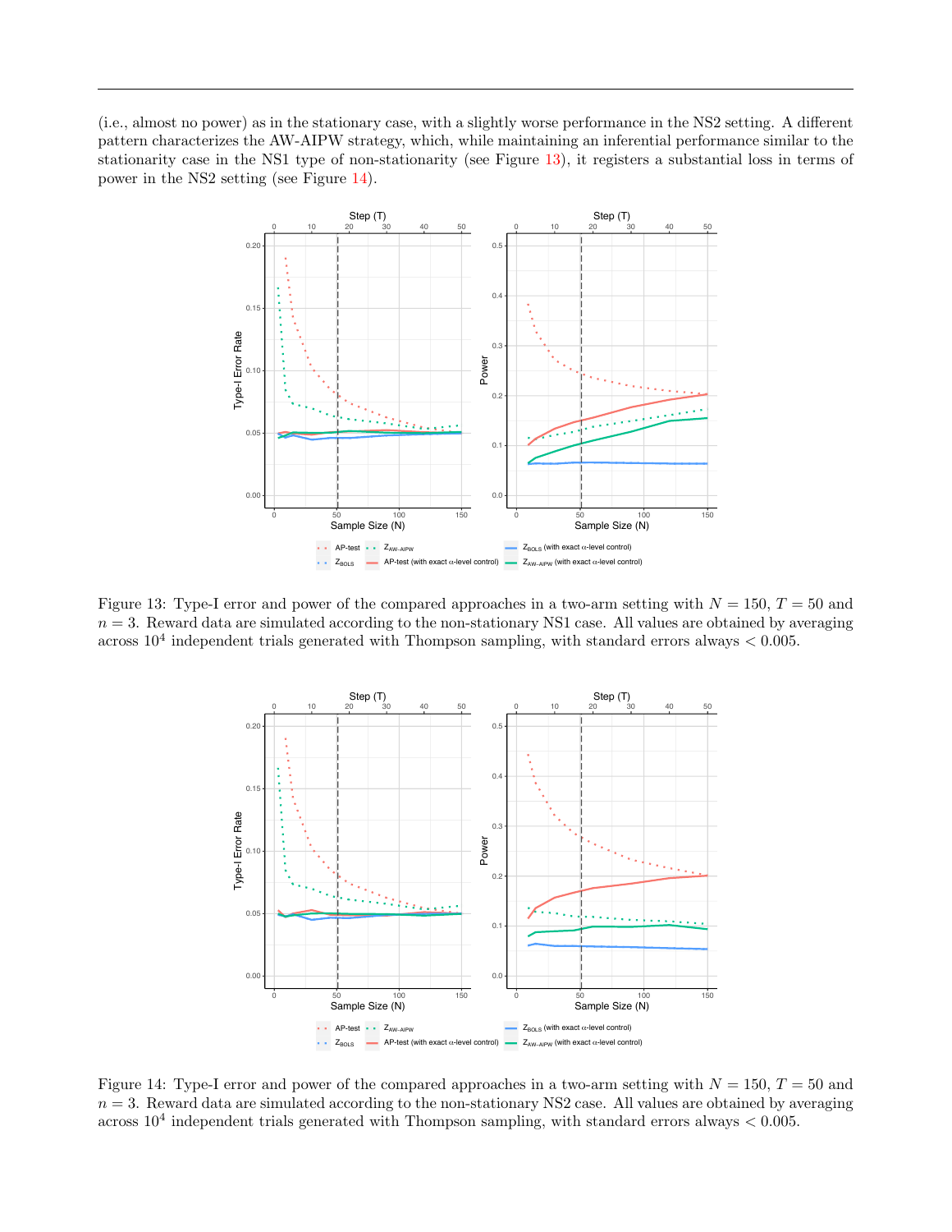(i.e., almost no power) as in the stationary case, with a slightly worse performance in the NS2 setting. A different pattern characterizes the AW-AIPW strategy, which, while maintaining an inferential performance similar to the stationarity case in the NS1 type of non-stationarity (see Figure 13), it registers a substantial loss in terms of power in the NS2 setting (see Figure 14).

Figure 13: Type-I error and power of the compared approaches in a two-arm setting with $N = 150$, $T = 50$ and $n = 3$. Reward data are simulated according to the non-stationary NS1 case. All values are obtained by averaging across $10^4$ independent trials generated with Thompson sampling, with standard errors always $< 0.005$.

Figure 14: Type-I error and power of the compared approaches in a two-arm setting with $N = 150$, $T = 50$ and $n = 3$. Reward data are simulated according to the non-stationary NS2 case. All values are obtained by averaging across $10^4$ independent trials generated with Thompson sampling, with standard errors always $< 0.005$.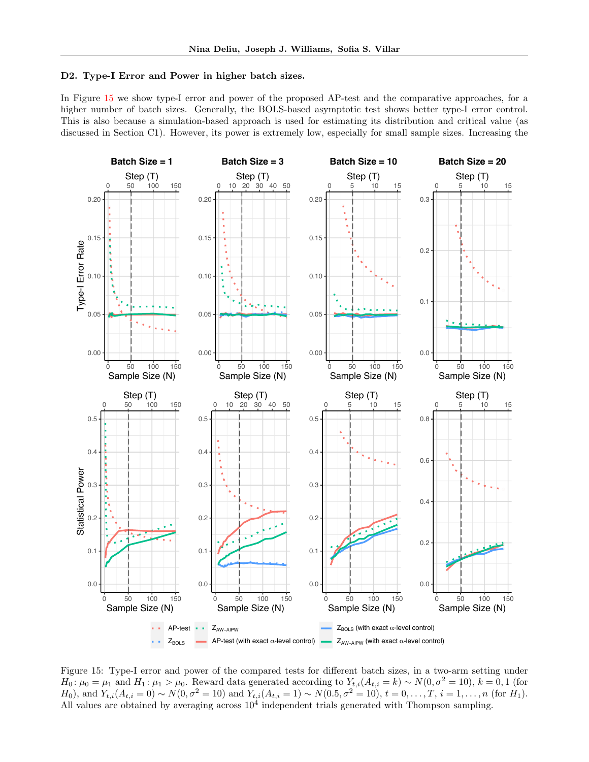### D2. Type-I Error and Power in higher batch sizes.

In Figure 15 we show type-I error and power of the proposed AP-test and the comparative approaches, for a higher number of batch sizes. Generally, the BOLS-based asymptotic test shows better type-I error control. This is also because a simulation-based approach is used for estimating its distribution and critical value (as discussed in Section C1). However, its power is extremely low, especially for small sample sizes. Increasing the

Figure 15: Type-I error and power of the compared tests for different batch sizes, in a two-arm setting under $H_0 \colon \mu_0 = \mu_1$ and $H_1 \colon \mu_1 > \mu_0$. Reward data generated according to $Y_{t,i}(A_{t,i} = k) \sim N(0, \sigma^2 = 10)$, $k = 0, 1$ (for $H_0$), and $Y_{t,i}(A_{t,i} = 0) \sim N(0, \sigma^2 = 10)$ and $Y_{t,i}(A_{t,i} = 1) \sim N(0.5, \sigma^2 = 10)$, $t = 0, \ldots, T$, $i = 1, \ldots, n$ (for $H_1$). All values are obtained by averaging across $10^4$ independent trials generated with Thompson sampling.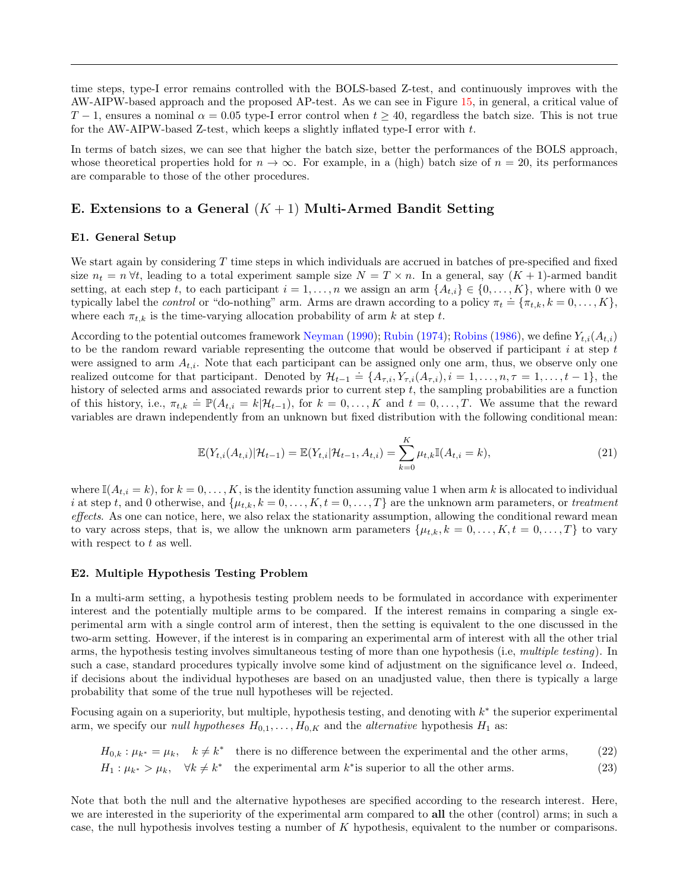time steps, type-I error remains controlled with the BOLS-based Z-test, and continuously improves with the AW-AIPW-based approach and the proposed AP-test. As we can see in Figure 15, in general, a critical value of $T-1$, ensures a nominal $\alpha = 0.05$ type-I error control when $t \geq 40$, regardless the batch size. This is not true for the AW-AIPW-based Z-test, which keeps a slightly inflated type-I error with $t$.

In terms of batch sizes, we can see that higher the batch size, better the performances of the BOLS approach, whose theoretical properties hold for $n \to \infty$. For example, in a (high) batch size of $n = 20$, its performances are comparable to those of the other procedures.

## E. Extensions to a General $(K+1)$ Multi-Armed Bandit Setting

### E1. General Setup

We start again by considering $T$ time steps in which individuals are accrued in batches of pre-specified and fixed size $n_t = n \, \forall t$, leading to a total experiment sample size $N = T \times n$. In a general, say $(K+1)$-armed bandit setting, at each step $t$, to each participant $i = 1, \ldots, n$ we assign an arm $\{A_{t,i}\} \in \{0, \ldots, K\}$, where with 0 we typically label the *control* or "do-nothing" arm. Arms are drawn according to a policy $\pi_t \doteq \{\pi_{t,k}, k = 0, \ldots, K\}$, where each $\pi_{t,k}$ is the time-varying allocation probability of arm $k$ at step $t$.

According to the potential outcomes framework Neyman (1990); Rubin (1974); Robins (1986), we define $Y_{t,i}(A_{t,i})$ to be the random reward variable representing the outcome that would be observed if participant $i$ at step $t$ were assigned to arm $A_{t,i}$. Note that each participant can be assigned only one arm, thus, we observe only one realized outcome for that participant. Denoted by $\mathcal{H}_{t-1} \doteq \{A_{\tau,i}, Y_{\tau,i}(A_{\tau,i}), i = 1, \ldots, n, \tau = 1, \ldots, t-1\}$, the history of selected arms and associated rewards prior to current step $t$, the sampling probabilities are a function of this history, i.e., $\pi_{t,k} \doteq \mathbb{P}(A_{t,i} = k | \mathcal{H}_{t-1})$, for $k = 0, \ldots, K$ and $t = 0, \ldots, T$. We assume that the reward variables are drawn independently from an unknown but fixed distribution with the following conditional mean:

$$
\mathbb{E}(Y_{t,i}(A_{t,i})|\mathcal{H}_{t-1}) = \mathbb{E}(Y_{t,i}|\mathcal{H}_{t-1}, A_{t,i}) = \sum_{k=0}^{K} \mu_{t,k} \mathbb{I}(A_{t,i} = k), \tag{21}
$$

where $\mathbb{I}(A_{t,i} = k)$, for $k = 0, \ldots, K$, is the identity function assuming value 1 when arm $k$ is allocated to individual $i$ at step $t$, and 0 otherwise, and $\{\mu_{t,k}, k = 0, \ldots, K, t = 0, \ldots, T\}$ are the unknown arm parameters, or *treatment effects*. As one can notice, here, we also relax the stationarity assumption, allowing the conditional reward mean to vary across steps, that is, we allow the unknown arm parameters $\{\mu_{t,k}, k = 0, \ldots, K, t = 0, \ldots, T\}$ to vary with respect to $t$ as well.

### E2. Multiple Hypothesis Testing Problem

In a multi-arm setting, a hypothesis testing problem needs to be formulated in accordance with experimenter interest and the potentially multiple arms to be compared. If the interest remains in comparing a single experimental arm with a single control arm of interest, then the setting is equivalent to the one discussed in the two-arm setting. However, if the interest is in comparing an experimental arm of interest with all the other trial arms, the hypothesis testing involves simultaneous testing of more than one hypothesis (i.e, *multiple testing*). In such a case, standard procedures typically involve some kind of adjustment on the significance level $\alpha$. Indeed, if decisions about the individual hypotheses are based on an unadjusted value, then there is typically a large probability that some of the true null hypotheses will be rejected.

Focusing again on a superiority, but multiple, hypothesis testing, and denoting with $k^*$ the superior experimental arm, we specify our *null hypotheses* $H_{0,1}, \ldots, H_{0,K}$ and the *alternative* hypothesis $H_1$ as:

$$
H_{0,k} : \mu_{k^*} = \mu_k, \quad k \neq k^* \quad \text{there is no difference between the experimental and the other arms,} \tag{22}
$$

$$
H_1 : \mu_{k^*} > \mu_k, \quad \forall k \neq k^* \quad \text{the experimental arm } k^* \text{is superior to all the other arms.} \tag{23}
$$

Note that both the null and the alternative hypotheses are specified according to the research interest. Here, we are interested in the superiority of the experimental arm compared to **all** the other (control) arms; in such a case, the null hypothesis involves testing a number of $K$ hypothesis, equivalent to the number or comparisons.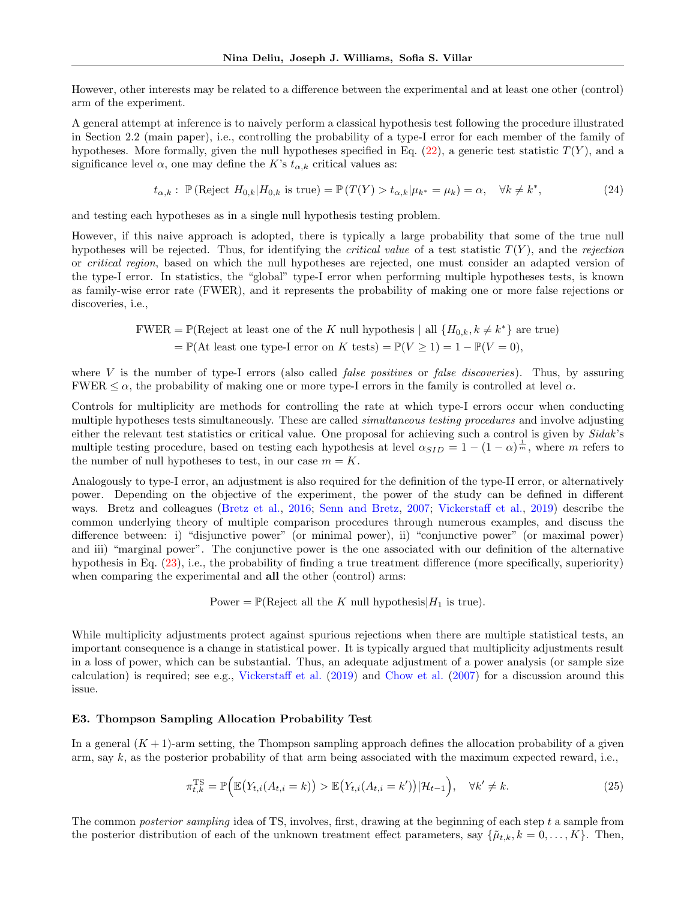However, other interests may be related to a difference between the experimental and at least one other (control) arm of the experiment.

A general attempt at inference is to naively perform a classical hypothesis test following the procedure illustrated in Section 2.2 (main paper), i.e., controlling the probability of a type-I error for each member of the family of hypotheses. More formally, given the null hypotheses specified in Eq. (22), a generic test statistic $T(Y)$, and a significance level $\alpha$, one may define the $K$'s $t_{\alpha,k}$ critical values as:

$$t_{\alpha,k}: \ \mathbb{P}\left(\text{Reject } H_{0,k} | H_{0,k} \text{ is true}\right) = \mathbb{P}\left(T(Y) > t_{\alpha,k} | \mu_{k^*} = \mu_k\right) = \alpha, \quad \forall k \neq k^*, \tag{24}$$

and testing each hypotheses as in a single null hypothesis testing problem.

However, if this naive approach is adopted, there is typically a large probability that some of the true null hypotheses will be rejected. Thus, for identifying the *critical value* of a test statistic $T(Y)$, and the *rejection* or *critical region*, based on which the null hypotheses are rejected, one must consider an adapted version of the type-I error. In statistics, the "global" type-I error when performing multiple hypotheses tests, is known as family-wise error rate (FWER), and it represents the probability of making one or more false rejections or discoveries, i.e.,

$$\begin{aligned}
\text{FWER} &= \mathbb{P}(\text{Reject at least one of the } K \text{ null hypothesis} \mid \text{all } \{H_{0,k}, k \neq k^*\} \text{ are true}) \\
&= \mathbb{P}(\text{At least one type-I error on } K \text{ tests}) = \mathbb{P}(V \geq 1) = 1 - \mathbb{P}(V = 0),
\end{aligned}$$

where $V$ is the number of type-I errors (also called *false positives* or *false discoveries*). Thus, by assuring $\text{FWER} \leq \alpha$, the probability of making one or more type-I errors in the family is controlled at level $\alpha$.

Controls for multiplicity are methods for controlling the rate at which type-I errors occur when conducting multiple hypotheses tests simultaneously. These are called *simultaneous testing procedures* and involve adjusting either the relevant test statistics or critical value. One proposal for achieving such a control is given by *Sidak*'s multiple testing procedure, based on testing each hypothesis at level $\alpha_{SID} = 1 - (1-\alpha)^{\frac{1}{m}}$, where $m$ refers to the number of null hypotheses to test, in our case $m = K$.

Analogously to type-I error, an adjustment is also required for the definition of the type-II error, or alternatively power. Depending on the objective of the experiment, the power of the study can be defined in different ways. Bretz and colleagues (Bretz et al., 2016; Senn and Bretz, 2007; Vickerstaff et al., 2019) describe the common underlying theory of multiple comparison procedures through numerous examples, and discuss the difference between: i) "disjunctive power" (or minimal power), ii) "conjunctive power" (or maximal power) and iii) "marginal power". The conjunctive power is the one associated with our definition of the alternative hypothesis in Eq. (23), i.e., the probability of finding a true treatment difference (more specifically, superiority) when comparing the experimental and **all** the other (control) arms:

$$\text{Power} = \mathbb{P}(\text{Reject all the } K \text{ null hypothesis} | H_1 \text{ is true}).$$

While multiplicity adjustments protect against spurious rejections when there are multiple statistical tests, an important consequence is a change in statistical power. It is typically argued that multiplicity adjustments result in a loss of power, which can be substantial. Thus, an adequate adjustment of a power analysis (or sample size calculation) is required; see e.g., Vickerstaff et al. (2019) and Chow et al. (2007) for a discussion around this issue.

### E3. Thompson Sampling Allocation Probability Test

In a general $(K+1)$-arm setting, the Thompson sampling approach defines the allocation probability of a given arm, say $k$, as the posterior probability of that arm being associated with the maximum expected reward, i.e.,

$$\pi_{t,k}^{\text{TS}} = \mathbb{P}\Big(\mathbb{E}\big(Y_{t,i}(A_{t,i}=k)\big) > \mathbb{E}\big(Y_{t,i}(A_{t,i}=k')\big) | \mathcal{H}_{t-1}\Big), \quad \forall k' \neq k. \tag{25}$$

The common *posterior sampling* idea of TS, involves, first, drawing at the beginning of each step $t$ a sample from the posterior distribution of each of the unknown treatment effect parameters, say $\{\tilde{\mu}_{t,k}, k = 0, \ldots, K\}$. Then,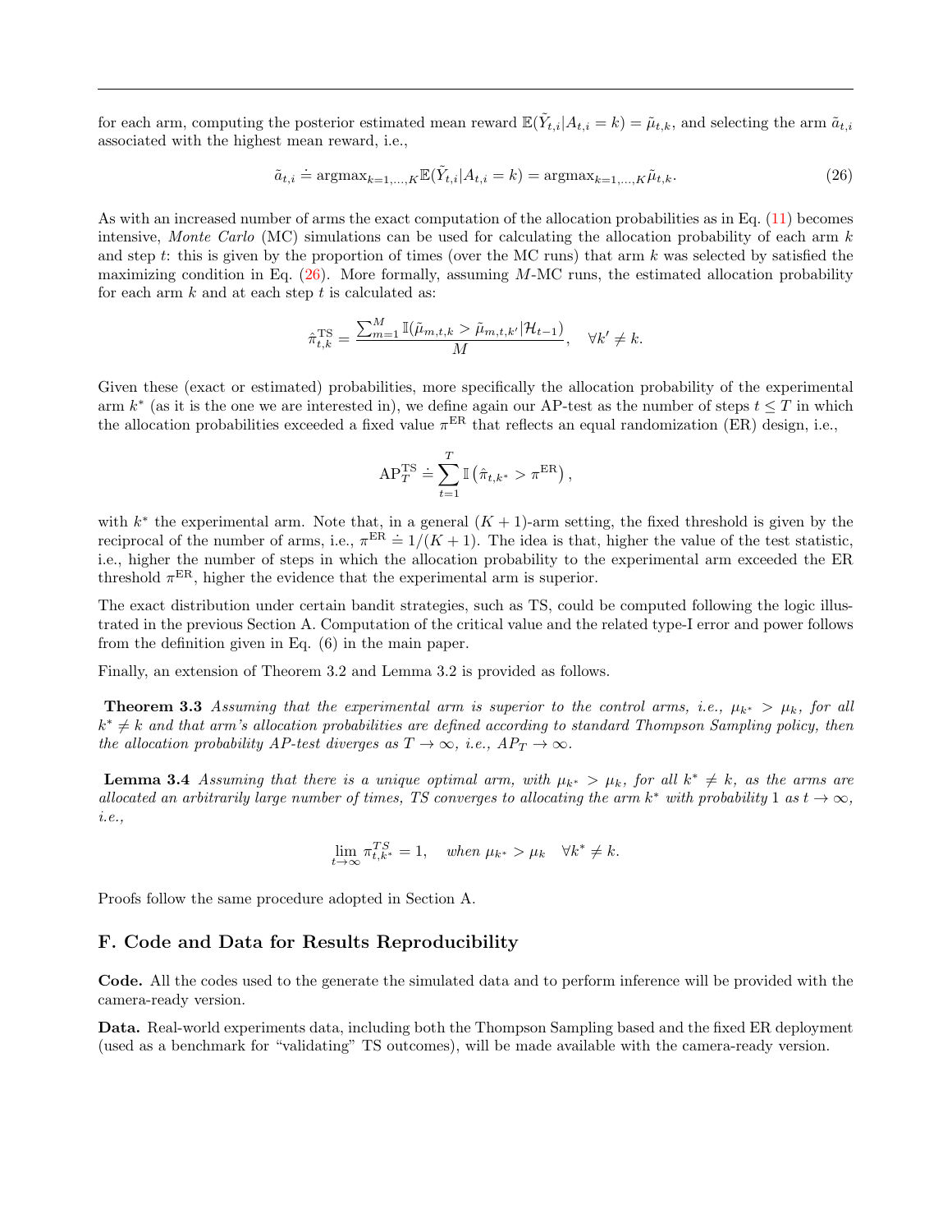for each arm, computing the posterior estimated mean reward $\mathbb{E}(\tilde{Y}_{t,i}|A_{t,i}=k) = \tilde{\mu}_{t,k}$, and selecting the arm $\tilde{a}_{t,i}$ associated with the highest mean reward, i.e.,

$$\tilde{a}_{t,i} \doteq \text{argmax}_{k=1,\ldots,K}\mathbb{E}(\tilde{Y}_{t,i}|A_{t,i}=k) = \text{argmax}_{k=1,\ldots,K}\tilde{\mu}_{t,k}. \tag{26}$$

As with an increased number of arms the exact computation of the allocation probabilities as in Eq. (11) becomes intensive, *Monte Carlo* (MC) simulations can be used for calculating the allocation probability of each arm $k$ and step $t$: this is given by the proportion of times (over the MC runs) that arm $k$ was selected by satisfied the maximizing condition in Eq. (26). More formally, assuming $M$-MC runs, the estimated allocation probability for each arm $k$ and at each step $t$ is calculated as:

$$\hat{\pi}_{t,k}^{\text{TS}} = \frac{\sum_{m=1}^{M}\mathbb{I}(\tilde{\mu}_{m,t,k} > \tilde{\mu}_{m,t,k'}|\mathcal{H}_{t-1})}{M}, \quad \forall k' \neq k.$$

Given these (exact or estimated) probabilities, more specifically the allocation probability of the experimental arm $k^*$ (as it is the one we are interested in), we define again our AP-test as the number of steps $t \leq T$ in which the allocation probabilities exceeded a fixed value $\pi^{\text{ER}}$ that reflects an equal randomization (ER) design, i.e.,

$$\text{AP}_T^{\text{TS}} \doteq \sum_{t=1}^{T}\mathbb{I}\left(\hat{\pi}_{t,k^*} > \pi^{\text{ER}}\right),$$

with $k^*$ the experimental arm. Note that, in a general $(K+1)$-arm setting, the fixed threshold is given by the reciprocal of the number of arms, i.e., $\pi^{\text{ER}} \doteq 1/(K+1)$. The idea is that, higher the value of the test statistic, i.e., higher the number of steps in which the allocation probability to the experimental arm exceeded the ER threshold $\pi^{\text{ER}}$, higher the evidence that the experimental arm is superior.

The exact distribution under certain bandit strategies, such as TS, could be computed following the logic illustrated in the previous Section A. Computation of the critical value and the related type-I error and power follows from the definition given in Eq. (6) in the main paper.

Finally, an extension of Theorem 3.2 and Lemma 3.2 is provided as follows.

**Theorem 3.3** *Assuming that the experimental arm is superior to the control arms, i.e., $\mu_{k^*} > \mu_k$, for all $k^* \neq k$ and that arm's allocation probabilities are defined according to standard Thompson Sampling policy, then the allocation probability AP-test diverges as $T \to \infty$, i.e., $AP_T \to \infty$.*

**Lemma 3.4** *Assuming that there is a unique optimal arm, with $\mu_{k^*} > \mu_k$, for all $k^* \neq k$, as the arms are allocated an arbitrarily large number of times, TS converges to allocating the arm $k^*$ with probability 1 as $t \to \infty$, i.e.,*

$$\lim_{t\to\infty}\pi_{t,k^*}^{TS} = 1, \quad \textit{when } \mu_{k^*} > \mu_k \quad \forall k^* \neq k.$$

Proofs follow the same procedure adopted in Section A.

## F. Code and Data for Results Reproducibility

**Code.** All the codes used to the generate the simulated data and to perform inference will be provided with the camera-ready version.

**Data.** Real-world experiments data, including both the Thompson Sampling based and the fixed ER deployment (used as a benchmark for "validating" TS outcomes), will be made available with the camera-ready version.